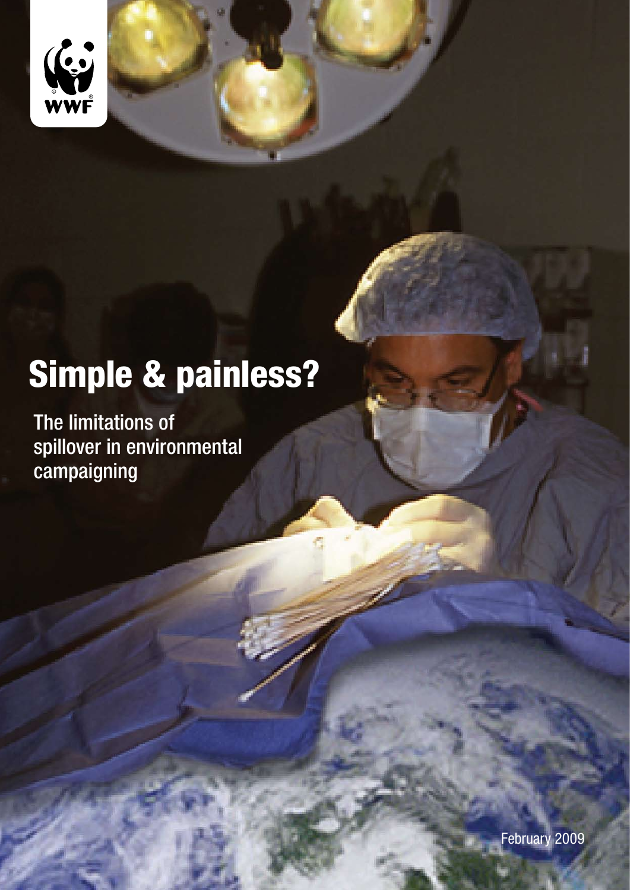WWF

# Simple & painless?

## The limitations of spillover in environmental campaigning

February 2009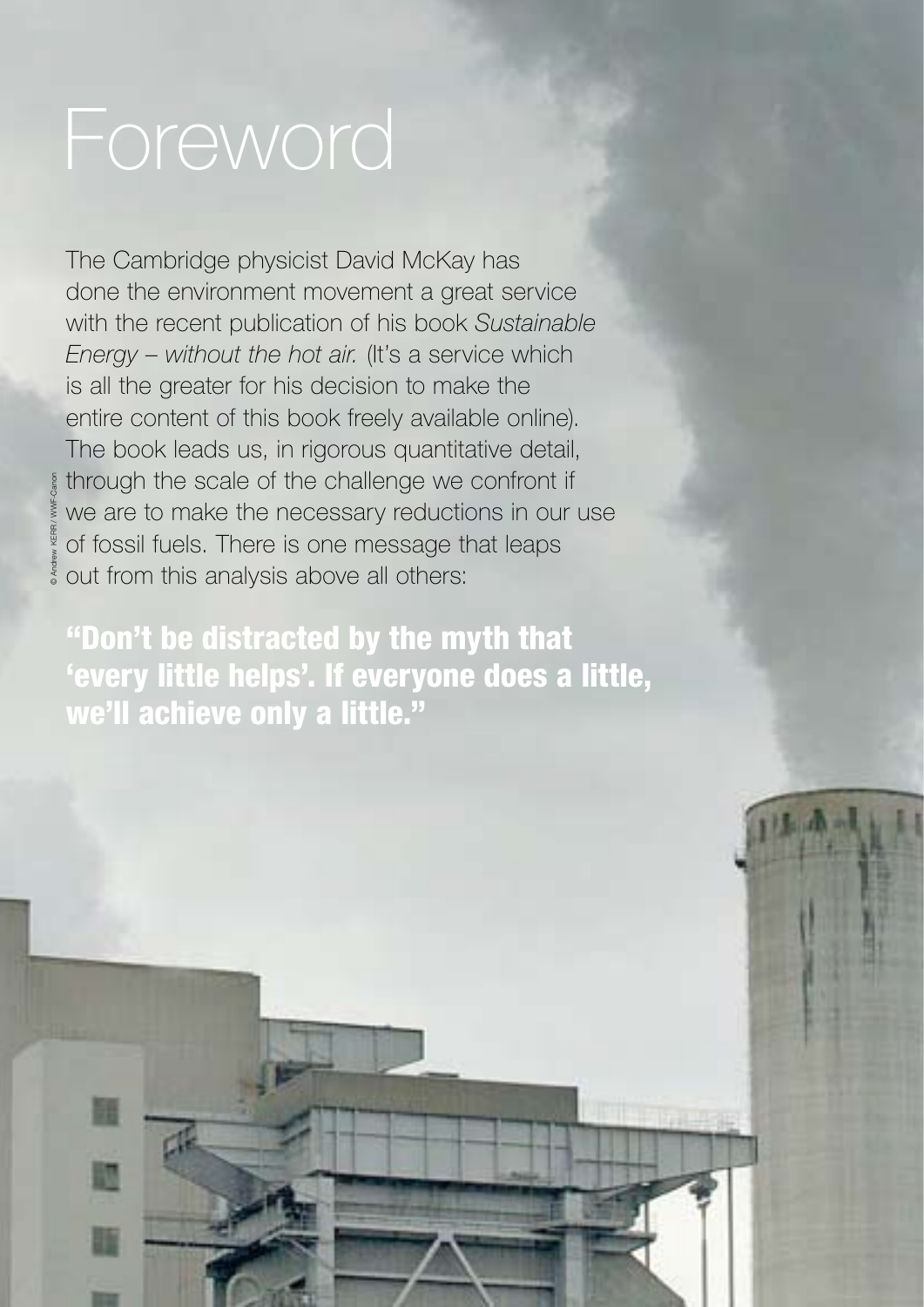# Foreword

The Cambridge physicist David McKay has done the environment movement a great service with the recent publication of his book *Sustainable Energy – without the hot air.* (It's a service which is all the greater for his decision to make the entire content of this book freely available online). The book leads us, in rigorous quantitative detail, through the scale of the challenge we confront if we are to make the necessary reductions in our use of fossil fuels. There is one message that leaps out from this analysis above all others:

**"Don't be distracted by the myth that 'every little helps'. If everyone does a little, we'll achieve only a little."**

© Andrew KERR / WWF-Canon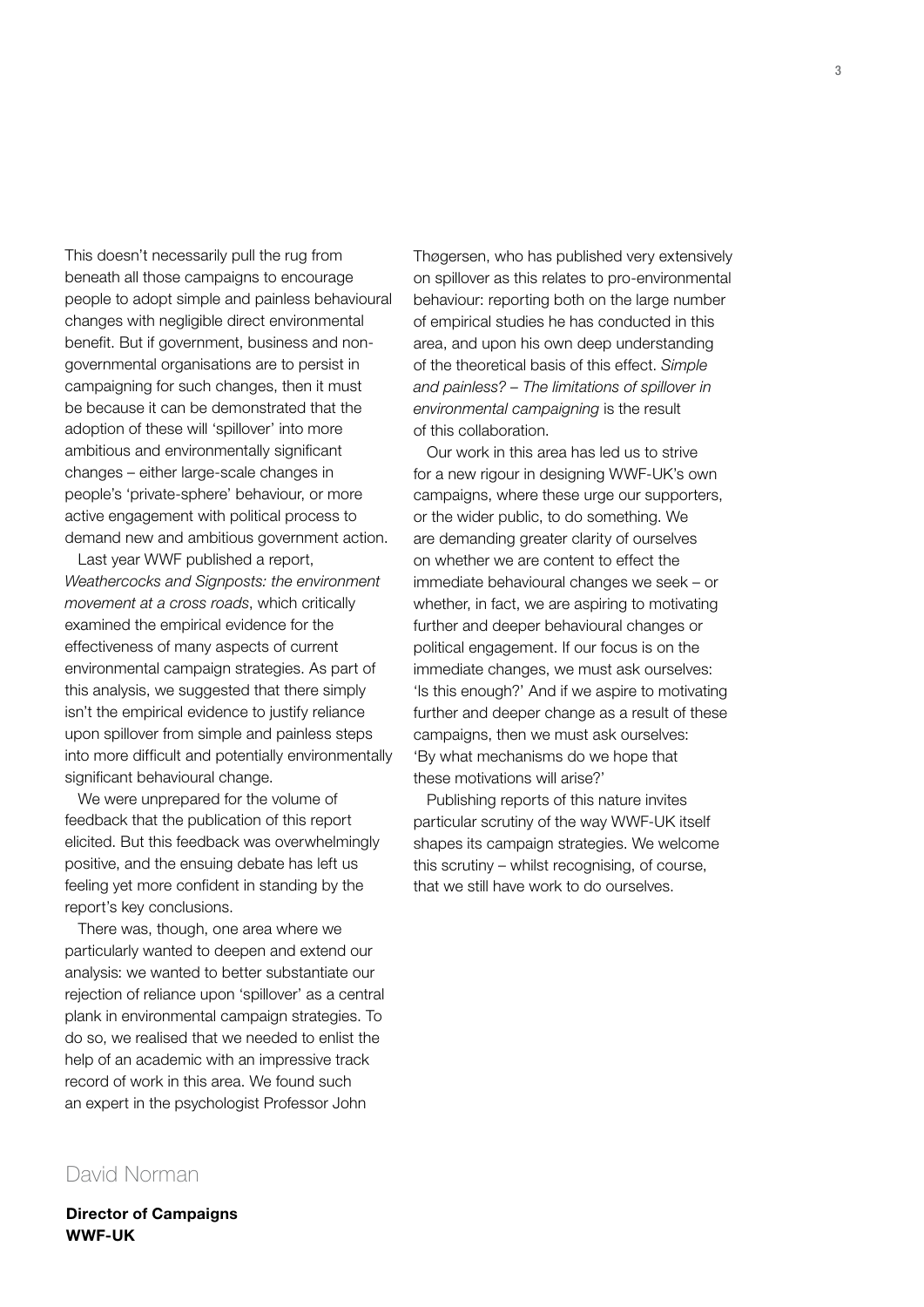This doesn't necessarily pull the rug from beneath all those campaigns to encourage people to adopt simple and painless behavioural changes with negligible direct environmental benefit. But if government, business and non-governmental organisations are to persist in campaigning for such changes, then it must be because it can be demonstrated that the adoption of these will 'spillover' into more ambitious and environmentally significant changes – either large-scale changes in people's 'private-sphere' behaviour, or more active engagement with political process to demand new and ambitious government action.

Last year WWF published a report, *Weathercocks and Signposts: the environment movement at a cross roads*, which critically examined the empirical evidence for the effectiveness of many aspects of current environmental campaign strategies. As part of this analysis, we suggested that there simply isn't the empirical evidence to justify reliance upon spillover from simple and painless steps into more difficult and potentially environmentally significant behavioural change.

We were unprepared for the volume of feedback that the publication of this report elicited. But this feedback was overwhelmingly positive, and the ensuing debate has left us feeling yet more confident in standing by the report's key conclusions.

There was, though, one area where we particularly wanted to deepen and extend our analysis: we wanted to better substantiate our rejection of reliance upon 'spillover' as a central plank in environmental campaign strategies. To do so, we realised that we needed to enlist the help of an academic with an impressive track record of work in this area. We found such an expert in the psychologist Professor John Thøgersen, who has published very extensively on spillover as this relates to pro-environmental behaviour: reporting both on the large number of empirical studies he has conducted in this area, and upon his own deep understanding of the theoretical basis of this effect. *Simple and painless? – The limitations of spillover in environmental campaigning* is the result of this collaboration.

Our work in this area has led us to strive for a new rigour in designing WWF-UK's own campaigns, where these urge our supporters, or the wider public, to do something. We are demanding greater clarity of ourselves on whether we are content to effect the immediate behavioural changes we seek – or whether, in fact, we are aspiring to motivating further and deeper behavioural changes or political engagement. If our focus is on the immediate changes, we must ask ourselves: 'Is this enough?' And if we aspire to motivating further and deeper change as a result of these campaigns, then we must ask ourselves: 'By what mechanisms do we hope that these motivations will arise?'

Publishing reports of this nature invites particular scrutiny of the way WWF-UK itself shapes its campaign strategies. We welcome this scrutiny – whilst recognising, of course, that we still have work to do ourselves.

David Norman

**Director of Campaigns**
**WWF-UK**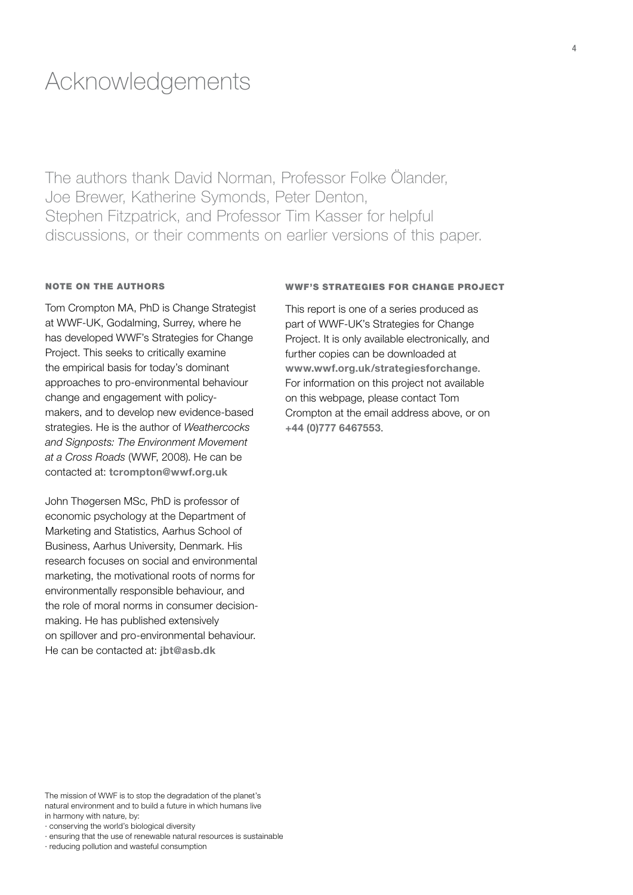# Acknowledgements

The authors thank David Norman, Professor Folke Ölander, Joe Brewer, Katherine Symonds, Peter Denton, Stephen Fitzpatrick, and Professor Tim Kasser for helpful discussions, or their comments on earlier versions of this paper.

### NOTE ON THE AUTHORS

Tom Crompton MA, PhD is Change Strategist at WWF-UK, Godalming, Surrey, where he has developed WWF's Strategies for Change Project. This seeks to critically examine the empirical basis for today's dominant approaches to pro-environmental behaviour change and engagement with policy-makers, and to develop new evidence-based strategies. He is the author of *Weathercocks and Signposts: The Environment Movement at a Cross Roads* (WWF, 2008). He can be contacted at: **tcrompton@wwf.org.uk**

John Thøgersen MSc, PhD is professor of economic psychology at the Department of Marketing and Statistics, Aarhus School of Business, Aarhus University, Denmark. His research focuses on social and environmental marketing, the motivational roots of norms for environmentally responsible behaviour, and the role of moral norms in consumer decision-making. He has published extensively on spillover and pro-environmental behaviour. He can be contacted at: **jbt@asb.dk**

### WWF'S STRATEGIES FOR CHANGE PROJECT

This report is one of a series produced as part of WWF-UK's Strategies for Change Project. It is only available electronically, and further copies can be downloaded at **www.wwf.org.uk/strategiesforchange**. For information on this project not available on this webpage, please contact Tom Crompton at the email address above, or on **+44 (0)777 6467553**.

The mission of WWF is to stop the degradation of the planet's natural environment and to build a future in which humans live in harmony with nature, by:

- conserving the world's biological diversity
- ensuring that the use of renewable natural resources is sustainable
- reducing pollution and wasteful consumption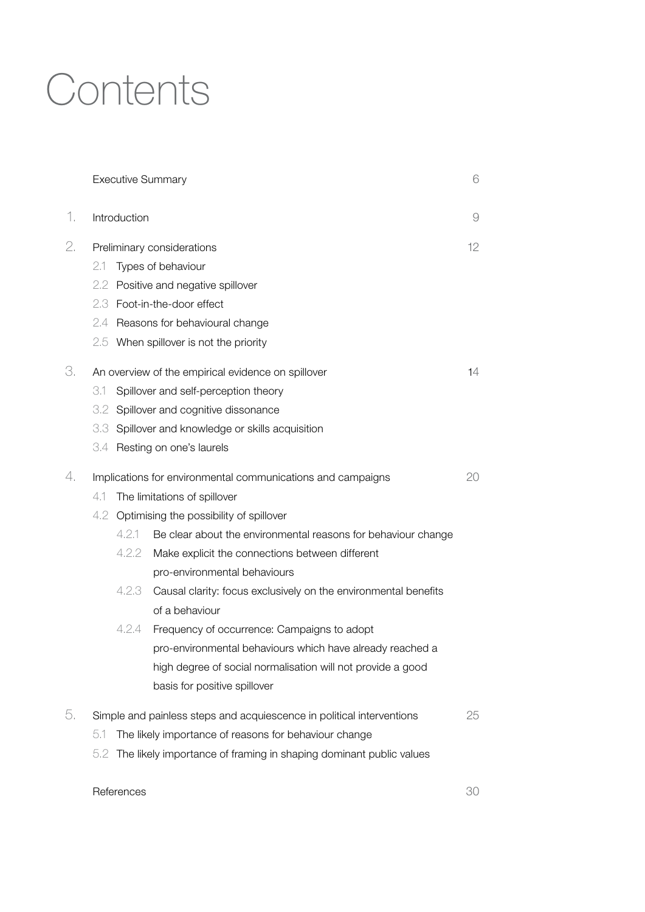# Contents

| | | |
|---|---|---|
| | Executive Summary | 6 |
| 1. | Introduction | 9 |
| 2. | Preliminary considerations | 12 |
| | 2.1 Types of behaviour | |
| | 2.2 Positive and negative spillover | |
| | 2.3 Foot-in-the-door effect | |
| | 2.4 Reasons for behavioural change | |
| | 2.5 When spillover is not the priority | |
| 3. | An overview of the empirical evidence on spillover | 14 |
| | 3.1 Spillover and self-perception theory | |
| | 3.2 Spillover and cognitive dissonance | |
| | 3.3 Spillover and knowledge or skills acquisition | |
| | 3.4 Resting on one's laurels | |
| 4. | Implications for environmental communications and campaigns | 20 |
| | 4.1 The limitations of spillover | |
| | 4.2 Optimising the possibility of spillover | |
| | 4.2.1 Be clear about the environmental reasons for behaviour change | |
| | 4.2.2 Make explicit the connections between different pro-environmental behaviours | |
| | 4.2.3 Causal clarity: focus exclusively on the environmental benefits of a behaviour | |
| | 4.2.4 Frequency of occurrence: Campaigns to adopt pro-environmental behaviours which have already reached a high degree of social normalisation will not provide a good basis for positive spillover | |
| 5. | Simple and painless steps and acquiescence in political interventions | 25 |
| | 5.1 The likely importance of reasons for behaviour change | |
| | 5.2 The likely importance of framing in shaping dominant public values | |
| | References | 30 |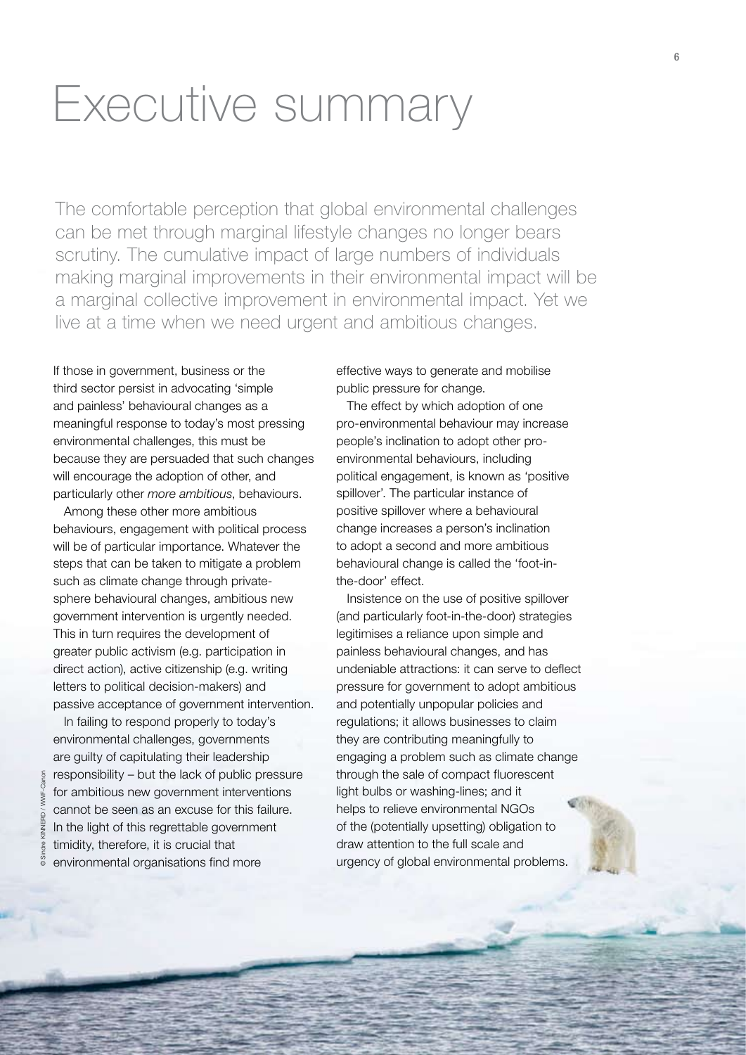# Executive summary

The comfortable perception that global environmental challenges can be met through marginal lifestyle changes no longer bears scrutiny. The cumulative impact of large numbers of individuals making marginal improvements in their environmental impact will be a marginal collective improvement in environmental impact. Yet we live at a time when we need urgent and ambitious changes.

If those in government, business or the third sector persist in advocating 'simple and painless' behavioural changes as a meaningful response to today's most pressing environmental challenges, this must be because they are persuaded that such changes will encourage the adoption of other, and particularly other *more ambitious*, behaviours.

Among these other more ambitious behaviours, engagement with political process will be of particular importance. Whatever the steps that can be taken to mitigate a problem such as climate change through private-sphere behavioural changes, ambitious new government intervention is urgently needed. This in turn requires the development of greater public activism (e.g. participation in direct action), active citizenship (e.g. writing letters to political decision-makers) and passive acceptance of government intervention.

In failing to respond properly to today's environmental challenges, governments are guilty of capitulating their leadership responsibility – but the lack of public pressure for ambitious new government interventions cannot be seen as an excuse for this failure. In the light of this regrettable government timidity, therefore, it is crucial that environmental organisations find more effective ways to generate and mobilise public pressure for change.

The effect by which adoption of one pro-environmental behaviour may increase people's inclination to adopt other pro-environmental behaviours, including political engagement, is known as 'positive spillover'. The particular instance of positive spillover where a behavioural change increases a person's inclination to adopt a second and more ambitious behavioural change is called the 'foot-in-the-door' effect.

Insistence on the use of positive spillover (and particularly foot-in-the-door) strategies legitimises a reliance upon simple and painless behavioural changes, and has undeniable attractions: it can serve to deflect pressure for government to adopt ambitious and potentially unpopular policies and regulations; it allows businesses to claim they are contributing meaningfully to engaging a problem such as climate change through the sale of compact fluorescent light bulbs or washing-lines; and it helps to relieve environmental NGOs of the (potentially upsetting) obligation to draw attention to the full scale and urgency of global environmental problems.

© Sindre KINNERØD / WWF-Canon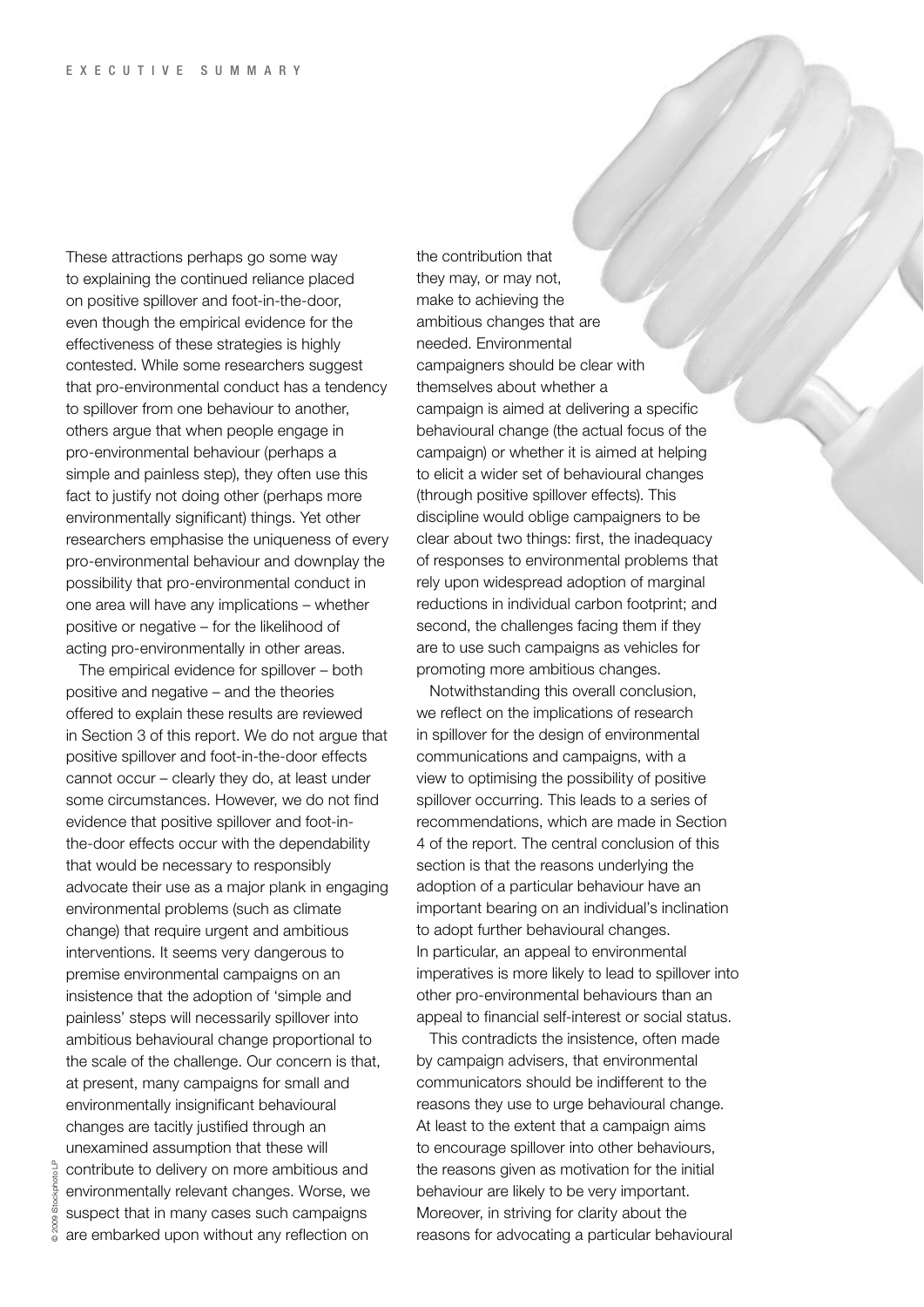These attractions perhaps go some way to explaining the continued reliance placed on positive spillover and foot-in-the-door, even though the empirical evidence for the effectiveness of these strategies is highly contested. While some researchers suggest that pro-environmental conduct has a tendency to spillover from one behaviour to another, others argue that when people engage in pro-environmental behaviour (perhaps a simple and painless step), they often use this fact to justify not doing other (perhaps more environmentally significant) things. Yet other researchers emphasise the uniqueness of every pro-environmental behaviour and downplay the possibility that pro-environmental conduct in one area will have any implications – whether positive or negative – for the likelihood of acting pro-environmentally in other areas.

The empirical evidence for spillover – both positive and negative – and the theories offered to explain these results are reviewed in Section 3 of this report. We do not argue that positive spillover and foot-in-the-door effects cannot occur – clearly they do, at least under some circumstances. However, we do not find evidence that positive spillover and foot-in-the-door effects occur with the dependability that would be necessary to responsibly advocate their use as a major plank in engaging environmental problems (such as climate change) that require urgent and ambitious interventions. It seems very dangerous to premise environmental campaigns on an insistence that the adoption of 'simple and painless' steps will necessarily spillover into ambitious behavioural change proportional to the scale of the challenge. Our concern is that, at present, many campaigns for small and environmentally insignificant behavioural changes are tacitly justified through an unexamined assumption that these will contribute to delivery on more ambitious and environmentally relevant changes. Worse, we suspect that in many cases such campaigns are embarked upon without any reflection on the contribution that they may, or may not, make to achieving the ambitious changes that are needed. Environmental campaigners should be clear with themselves about whether a campaign is aimed at delivering a specific behavioural change (the actual focus of the campaign) or whether it is aimed at helping to elicit a wider set of behavioural changes (through positive spillover effects). This discipline would oblige campaigners to be clear about two things: first, the inadequacy of responses to environmental problems that rely upon widespread adoption of marginal reductions in individual carbon footprint; and second, the challenges facing them if they are to use such campaigns as vehicles for promoting more ambitious changes.

Notwithstanding this overall conclusion, we reflect on the implications of research in spillover for the design of environmental communications and campaigns, with a view to optimising the possibility of positive spillover occurring. This leads to a series of recommendations, which are made in Section 4 of the report. The central conclusion of this section is that the reasons underlying the adoption of a particular behaviour have an important bearing on an individual's inclination to adopt further behavioural changes. In particular, an appeal to environmental imperatives is more likely to lead to spillover into other pro-environmental behaviours than an appeal to financial self-interest or social status.

This contradicts the insistence, often made by campaign advisers, that environmental communicators should be indifferent to the reasons they use to urge behavioural change. At least to the extent that a campaign aims to encourage spillover into other behaviours, the reasons given as motivation for the initial behaviour are likely to be very important. Moreover, in striving for clarity about the reasons for advocating a particular behavioural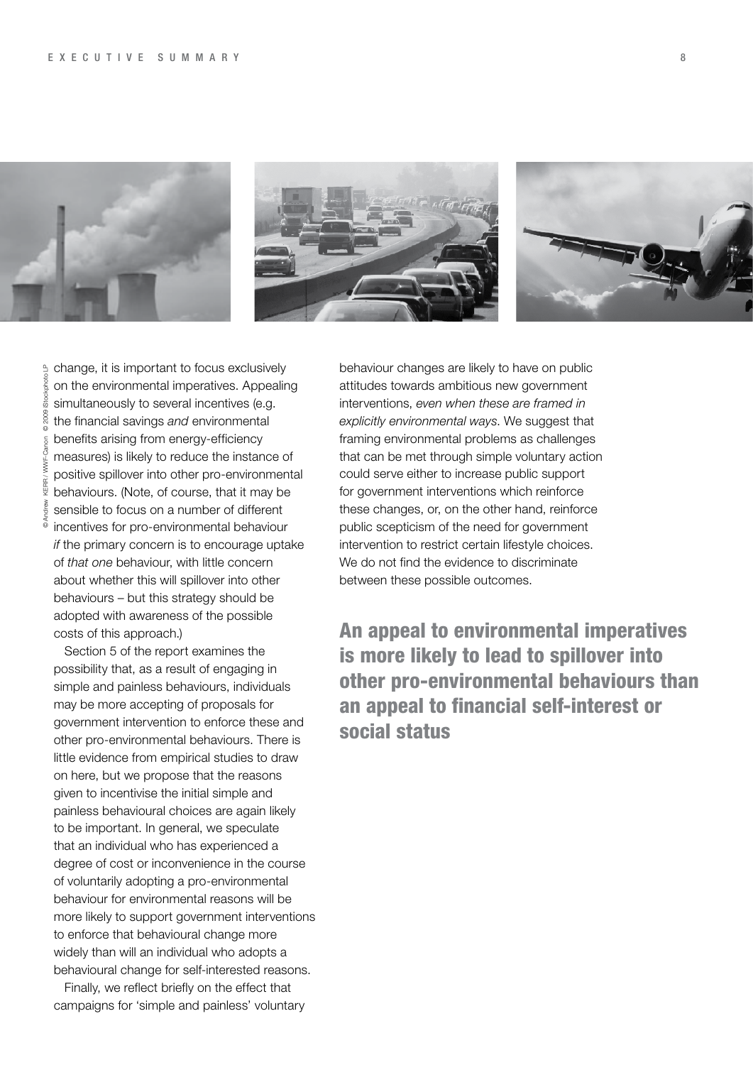change, it is important to focus exclusively on the environmental imperatives. Appealing simultaneously to several incentives (e.g. the financial savings *and* environmental benefits arising from energy-efficiency measures) is likely to reduce the instance of positive spillover into other pro-environmental behaviours. (Note, of course, that it may be sensible to focus on a number of different incentives for pro-environmental behaviour *if* the primary concern is to encourage uptake of *that one* behaviour, with little concern about whether this will spillover into other behaviours – but this strategy should be adopted with awareness of the possible costs of this approach.)

Section 5 of the report examines the possibility that, as a result of engaging in simple and painless behaviours, individuals may be more accepting of proposals for government intervention to enforce these and other pro-environmental behaviours. There is little evidence from empirical studies to draw on here, but we propose that the reasons given to incentivise the initial simple and painless behavioural choices are again likely to be important. In general, we speculate that an individual who has experienced a degree of cost or inconvenience in the course of voluntarily adopting a pro-environmental behaviour for environmental reasons will be more likely to support government interventions to enforce that behavioural change more widely than will an individual who adopts a behavioural change for self-interested reasons.

Finally, we reflect briefly on the effect that campaigns for 'simple and painless' voluntary behaviour changes are likely to have on public attitudes towards ambitious new government interventions, *even when these are framed in explicitly environmental ways*. We suggest that framing environmental problems as challenges that can be met through simple voluntary action could serve either to increase public support for government interventions which reinforce these changes, or, on the other hand, reinforce public scepticism of the need for government intervention to restrict certain lifestyle choices. We do not find the evidence to discriminate between these possible outcomes.

**An appeal to environmental imperatives is more likely to lead to spillover into other pro-environmental behaviours than an appeal to financial self-interest or social status**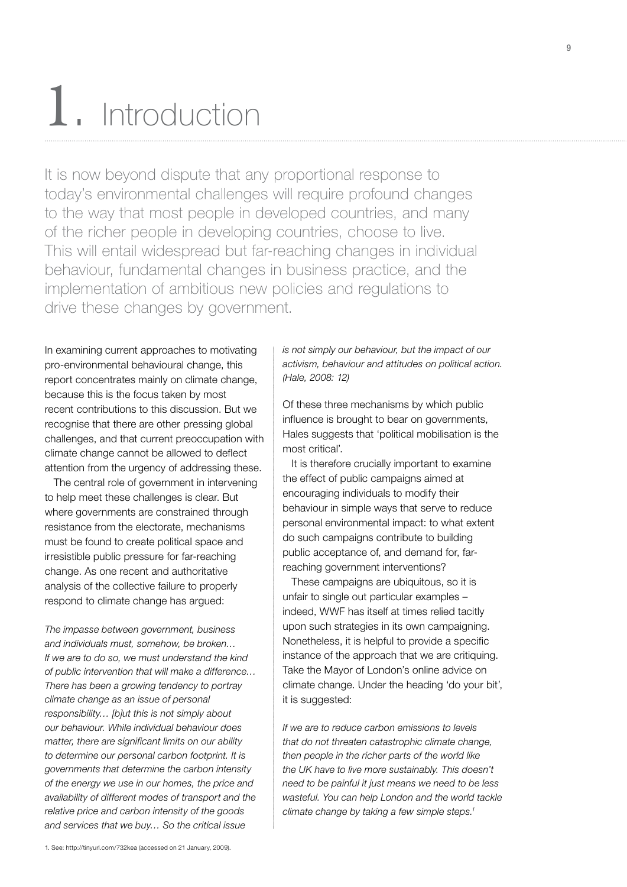# 1. Introduction

It is now beyond dispute that any proportional response to today's environmental challenges will require profound changes to the way that most people in developed countries, and many of the richer people in developing countries, choose to live. This will entail widespread but far-reaching changes in individual behaviour, fundamental changes in business practice, and the implementation of ambitious new policies and regulations to drive these changes by government.

In examining current approaches to motivating pro-environmental behavioural change, this report concentrates mainly on climate change, because this is the focus taken by most recent contributions to this discussion. But we recognise that there are other pressing global challenges, and that current preoccupation with climate change cannot be allowed to deflect attention from the urgency of addressing these.

The central role of government in intervening to help meet these challenges is clear. But where governments are constrained through resistance from the electorate, mechanisms must be found to create political space and irresistible public pressure for far-reaching change. As one recent and authoritative analysis of the collective failure to properly respond to climate change has argued:

*The impasse between government, business and individuals must, somehow, be broken… If we are to do so, we must understand the kind of public intervention that will make a difference… There has been a growing tendency to portray climate change as an issue of personal responsibility… [b]ut this is not simply about our behaviour. While individual behaviour does matter, there are significant limits on our ability to determine our personal carbon footprint. It is governments that determine the carbon intensity of the energy we use in our homes, the price and availability of different modes of transport and the relative price and carbon intensity of the goods and services that we buy… So the critical issue is not simply our behaviour, but the impact of our activism, behaviour and attitudes on political action. (Hale, 2008: 12)*

Of these three mechanisms by which public influence is brought to bear on governments, Hales suggests that 'political mobilisation is the most critical'.

It is therefore crucially important to examine the effect of public campaigns aimed at encouraging individuals to modify their behaviour in simple ways that serve to reduce personal environmental impact: to what extent do such campaigns contribute to building public acceptance of, and demand for, far-reaching government interventions?

These campaigns are ubiquitous, so it is unfair to single out particular examples – indeed, WWF has itself at times relied tacitly upon such strategies in its own campaigning. Nonetheless, it is helpful to provide a specific instance of the approach that we are critiquing. Take the Mayor of London's online advice on climate change. Under the heading 'do your bit', it is suggested:

*If we are to reduce carbon emissions to levels that do not threaten catastrophic climate change, then people in the richer parts of the world like the UK have to live more sustainably. This doesn't need to be painful it just means we need to be less wasteful. You can help London and the world tackle climate change by taking a few simple steps.*[1]

1. See: http://tinyurl.com/732kea (accessed on 21 January, 2009).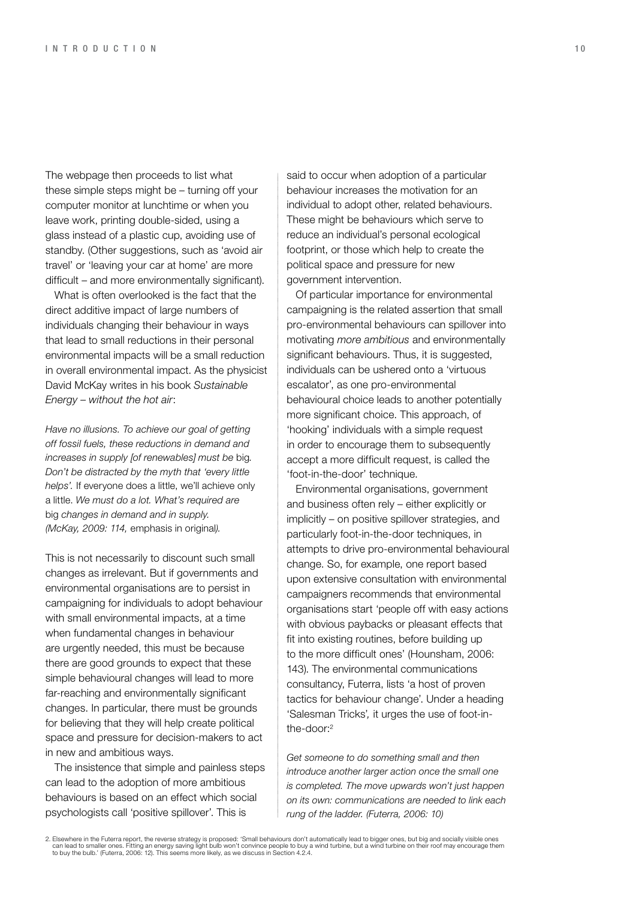The webpage then proceeds to list what these simple steps might be – turning off your computer monitor at lunchtime or when you leave work, printing double-sided, using a glass instead of a plastic cup, avoiding use of standby. (Other suggestions, such as 'avoid air travel' or 'leaving your car at home' are more difficult – and more environmentally significant).

What is often overlooked is the fact that the direct additive impact of large numbers of individuals changing their behaviour in ways that lead to small reductions in their personal environmental impacts will be a small reduction in overall environmental impact. As the physicist David McKay writes in his book *Sustainable Energy – without the hot air*:

*Have no illusions. To achieve our goal of getting off fossil fuels, these reductions in demand and increases in supply [of renewables] must be* big*. Don't be distracted by the myth that 'every little helps'.* If everyone does a little, we'll achieve only a little. *We must do a lot. What's required are* big *changes in demand and in supply. (McKay, 2009: 114,* emphasis in original*).*

This is not necessarily to discount such small changes as irrelevant. But if governments and environmental organisations are to persist in campaigning for individuals to adopt behaviour with small environmental impacts, at a time when fundamental changes in behaviour are urgently needed, this must be because there are good grounds to expect that these simple behavioural changes will lead to more far-reaching and environmentally significant changes. In particular, there must be grounds for believing that they will help create political space and pressure for decision-makers to act in new and ambitious ways.

The insistence that simple and painless steps can lead to the adoption of more ambitious behaviours is based on an effect which social psychologists call 'positive spillover'. This is said to occur when adoption of a particular behaviour increases the motivation for an individual to adopt other, related behaviours. These might be behaviours which serve to reduce an individual's personal ecological footprint, or those which help to create the political space and pressure for new government intervention.

Of particular importance for environmental campaigning is the related assertion that small pro-environmental behaviours can spillover into motivating *more ambitious* and environmentally significant behaviours. Thus, it is suggested, individuals can be ushered onto a 'virtuous escalator', as one pro-environmental behavioural choice leads to another potentially more significant choice. This approach, of 'hooking' individuals with a simple request in order to encourage them to subsequently accept a more difficult request, is called the 'foot-in-the-door' technique.

Environmental organisations, government and business often rely – either explicitly or implicitly – on positive spillover strategies, and particularly foot-in-the-door techniques, in attempts to drive pro-environmental behavioural change. So, for example, one report based upon extensive consultation with environmental campaigners recommends that environmental organisations start 'people off with easy actions with obvious paybacks or pleasant effects that fit into existing routines, before building up to the more difficult ones' (Hounsham, 2006: 143). The environmental communications consultancy, Futerra, lists 'a host of proven tactics for behaviour change'. Under a heading 'Salesman Tricks', it urges the use of foot-in-the-door:[2]

*Get someone to do something small and then introduce another larger action once the small one is completed. The move upwards won't just happen on its own: communications are needed to link each rung of the ladder. (Futerra, 2006: 10)*

2. Elsewhere in the Futerra report, the reverse strategy is proposed: 'Small behaviours don't automatically lead to bigger ones, but big and socially visible ones can lead to smaller ones. Fitting an energy saving light bulb won't convince people to buy a wind turbine, but a wind turbine on their roof may encourage them to buy the bulb.' (Futerra, 2006: 12). This seems more likely, as we discuss in Section 4.2.4.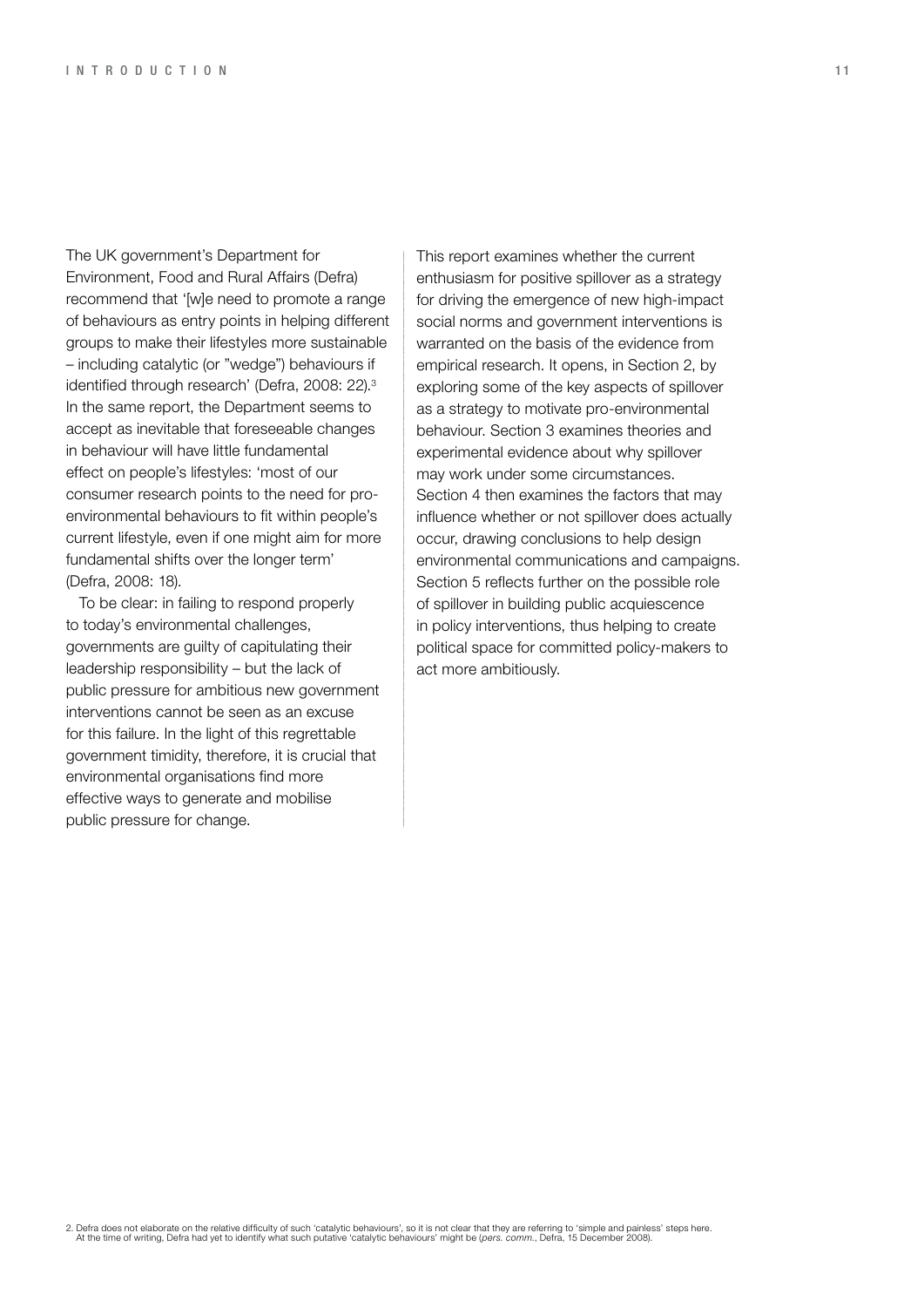The UK government's Department for Environment, Food and Rural Affairs (Defra) recommend that '[w]e need to promote a range of behaviours as entry points in helping different groups to make their lifestyles more sustainable – including catalytic (or "wedge") behaviours if identified through research' (Defra, 2008: 22).[3] In the same report, the Department seems to accept as inevitable that foreseeable changes in behaviour will have little fundamental effect on people's lifestyles: 'most of our consumer research points to the need for pro-environmental behaviours to fit within people's current lifestyle, even if one might aim for more fundamental shifts over the longer term' (Defra, 2008: 18).

To be clear: in failing to respond properly to today's environmental challenges, governments are guilty of capitulating their leadership responsibility – but the lack of public pressure for ambitious new government interventions cannot be seen as an excuse for this failure. In the light of this regrettable government timidity, therefore, it is crucial that environmental organisations find more effective ways to generate and mobilise public pressure for change.

This report examines whether the current enthusiasm for positive spillover as a strategy for driving the emergence of new high-impact social norms and government interventions is warranted on the basis of the evidence from empirical research. It opens, in Section 2, by exploring some of the key aspects of spillover as a strategy to motivate pro-environmental behaviour. Section 3 examines theories and experimental evidence about why spillover may work under some circumstances. Section 4 then examines the factors that may influence whether or not spillover does actually occur, drawing conclusions to help design environmental communications and campaigns. Section 5 reflects further on the possible role of spillover in building public acquiescence in policy interventions, thus helping to create political space for committed policy-makers to act more ambitiously.

2. Defra does not elaborate on the relative difficulty of such 'catalytic behaviours', so it is not clear that they are referring to 'simple and painless' steps here. At the time of writing, Defra had yet to identify what such putative 'catalytic behaviours' might be (*pers. comm.*, Defra, 15 December 2008).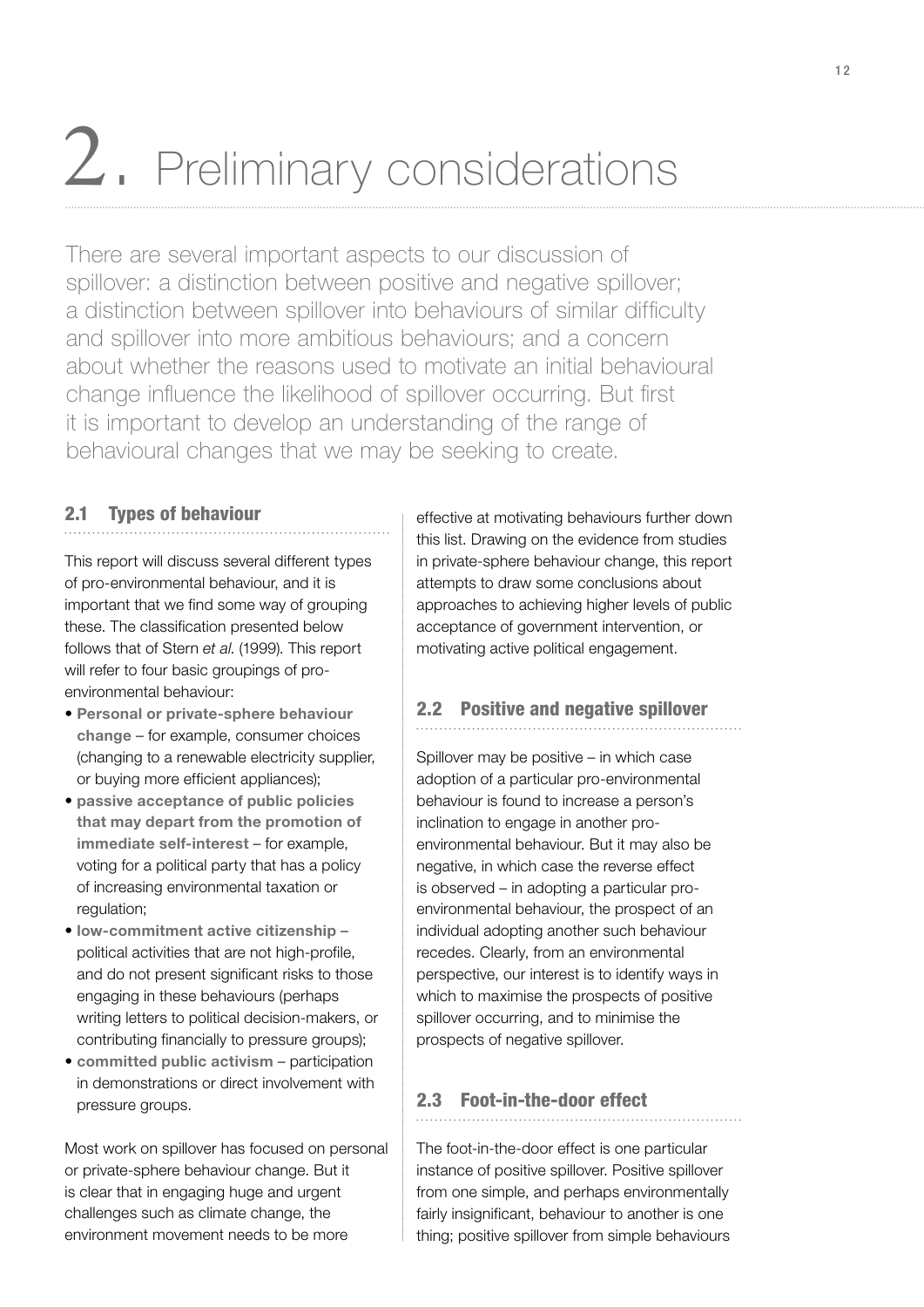# 2. Preliminary considerations

There are several important aspects to our discussion of spillover: a distinction between positive and negative spillover; a distinction between spillover into behaviours of similar difficulty and spillover into more ambitious behaviours; and a concern about whether the reasons used to motivate an initial behavioural change influence the likelihood of spillover occurring. But first it is important to develop an understanding of the range of behavioural changes that we may be seeking to create.

## 2.1 Types of behaviour

This report will discuss several different types of pro-environmental behaviour, and it is important that we find some way of grouping these. The classification presented below follows that of Stern *et al.* (1999). This report will refer to four basic groupings of pro-environmental behaviour:

- **Personal or private-sphere behaviour change** – for example, consumer choices (changing to a renewable electricity supplier, or buying more efficient appliances);
- **passive acceptance of public policies that may depart from the promotion of immediate self-interest** – for example, voting for a political party that has a policy of increasing environmental taxation or regulation;
- **low-commitment active citizenship** – political activities that are not high-profile, and do not present significant risks to those engaging in these behaviours (perhaps writing letters to political decision-makers, or contributing financially to pressure groups);
- **committed public activism** – participation in demonstrations or direct involvement with pressure groups.

Most work on spillover has focused on personal or private-sphere behaviour change. But it is clear that in engaging huge and urgent challenges such as climate change, the environment movement needs to be more effective at motivating behaviours further down this list. Drawing on the evidence from studies in private-sphere behaviour change, this report attempts to draw some conclusions about approaches to achieving higher levels of public acceptance of government intervention, or motivating active political engagement.

## 2.2 Positive and negative spillover

Spillover may be positive – in which case adoption of a particular pro-environmental behaviour is found to increase a person's inclination to engage in another pro-environmental behaviour. But it may also be negative, in which case the reverse effect is observed – in adopting a particular pro-environmental behaviour, the prospect of an individual adopting another such behaviour recedes. Clearly, from an environmental perspective, our interest is to identify ways in which to maximise the prospects of positive spillover occurring, and to minimise the prospects of negative spillover.

## 2.3 Foot-in-the-door effect

The foot-in-the-door effect is one particular instance of positive spillover. Positive spillover from one simple, and perhaps environmentally fairly insignificant, behaviour to another is one thing; positive spillover from simple behaviours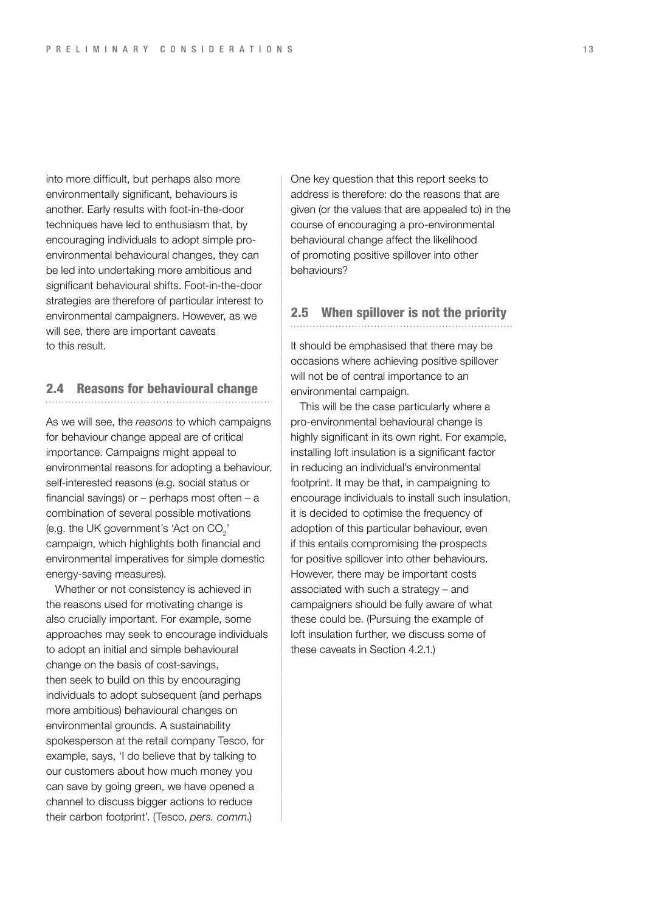into more difficult, but perhaps also more environmentally significant, behaviours is another. Early results with foot-in-the-door techniques have led to enthusiasm that, by encouraging individuals to adopt simple pro-environmental behavioural changes, they can be led into undertaking more ambitious and significant behavioural shifts. Foot-in-the-door strategies are therefore of particular interest to environmental campaigners. However, as we will see, there are important caveats to this result.

## 2.4 Reasons for behavioural change

As we will see, the *reasons* to which campaigns for behaviour change appeal are of critical importance. Campaigns might appeal to environmental reasons for adopting a behaviour, self-interested reasons (e.g. social status or financial savings) or – perhaps most often – a combination of several possible motivations (e.g. the UK government's 'Act on $CO_2$' campaign, which highlights both financial and environmental imperatives for simple domestic energy-saving measures).

Whether or not consistency is achieved in the reasons used for motivating change is also crucially important. For example, some approaches may seek to encourage individuals to adopt an initial and simple behavioural change on the basis of cost-savings, then seek to build on this by encouraging individuals to adopt subsequent (and perhaps more ambitious) behavioural changes on environmental grounds. A sustainability spokesperson at the retail company Tesco, for example, says, 'I do believe that by talking to our customers about how much money you can save by going green, we have opened a channel to discuss bigger actions to reduce their carbon footprint'. (Tesco, *pers. comm.*)

One key question that this report seeks to address is therefore: do the reasons that are given (or the values that are appealed to) in the course of encouraging a pro-environmental behavioural change affect the likelihood of promoting positive spillover into other behaviours?

## 2.5 When spillover is not the priority

It should be emphasised that there may be occasions where achieving positive spillover will not be of central importance to an environmental campaign.

This will be the case particularly where a pro-environmental behavioural change is highly significant in its own right. For example, installing loft insulation is a significant factor in reducing an individual's environmental footprint. It may be that, in campaigning to encourage individuals to install such insulation, it is decided to optimise the frequency of adoption of this particular behaviour, even if this entails compromising the prospects for positive spillover into other behaviours. However, there may be important costs associated with such a strategy – and campaigners should be fully aware of what these could be. (Pursuing the example of loft insulation further, we discuss some of these caveats in Section 4.2.1.)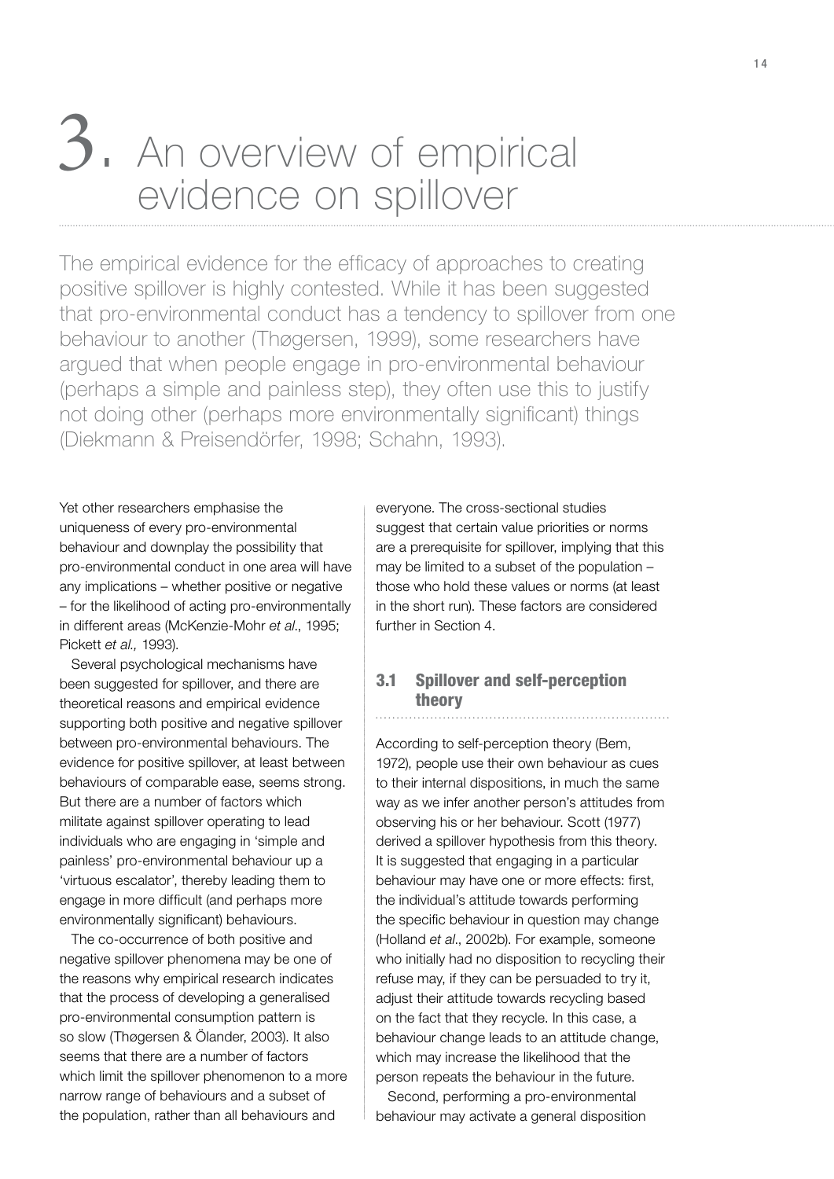# 3. An overview of empirical evidence on spillover

The empirical evidence for the efficacy of approaches to creating positive spillover is highly contested. While it has been suggested that pro-environmental conduct has a tendency to spillover from one behaviour to another (Thøgersen, 1999), some researchers have argued that when people engage in pro-environmental behaviour (perhaps a simple and painless step), they often use this to justify not doing other (perhaps more environmentally significant) things (Diekmann & Preisendörfer, 1998; Schahn, 1993).

Yet other researchers emphasise the uniqueness of every pro-environmental behaviour and downplay the possibility that pro-environmental conduct in one area will have any implications – whether positive or negative – for the likelihood of acting pro-environmentally in different areas (McKenzie-Mohr *et al*., 1995; Pickett *et al.,* 1993).

Several psychological mechanisms have been suggested for spillover, and there are theoretical reasons and empirical evidence supporting both positive and negative spillover between pro-environmental behaviours. The evidence for positive spillover, at least between behaviours of comparable ease, seems strong. But there are a number of factors which militate against spillover operating to lead individuals who are engaging in 'simple and painless' pro-environmental behaviour up a 'virtuous escalator', thereby leading them to engage in more difficult (and perhaps more environmentally significant) behaviours.

The co-occurrence of both positive and negative spillover phenomena may be one of the reasons why empirical research indicates that the process of developing a generalised pro-environmental consumption pattern is so slow (Thøgersen & Ölander, 2003). It also seems that there are a number of factors which limit the spillover phenomenon to a more narrow range of behaviours and a subset of the population, rather than all behaviours and everyone. The cross-sectional studies suggest that certain value priorities or norms are a prerequisite for spillover, implying that this may be limited to a subset of the population – those who hold these values or norms (at least in the short run). These factors are considered further in Section 4.

## 3.1 Spillover and self-perception theory

According to self-perception theory (Bem, 1972), people use their own behaviour as cues to their internal dispositions, in much the same way as we infer another person's attitudes from observing his or her behaviour. Scott (1977) derived a spillover hypothesis from this theory. It is suggested that engaging in a particular behaviour may have one or more effects: first, the individual's attitude towards performing the specific behaviour in question may change (Holland *et al*., 2002b). For example, someone who initially had no disposition to recycling their refuse may, if they can be persuaded to try it, adjust their attitude towards recycling based on the fact that they recycle. In this case, a behaviour change leads to an attitude change, which may increase the likelihood that the person repeats the behaviour in the future.

Second, performing a pro-environmental behaviour may activate a general disposition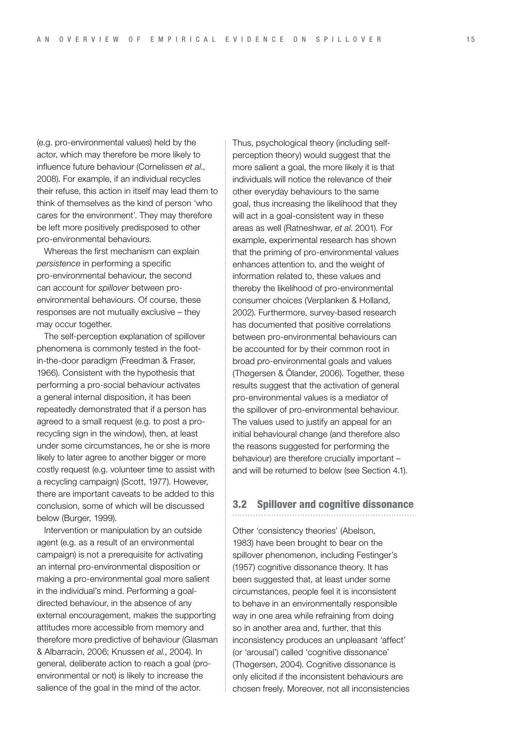(e.g. pro-environmental values) held by the actor, which may therefore be more likely to influence future behaviour (Cornelissen *et al*., 2008). For example, if an individual recycles their refuse, this action in itself may lead them to think of themselves as the kind of person 'who cares for the environment'. They may therefore be left more positively predisposed to other pro-environmental behaviours.

Whereas the first mechanism can explain *persistence* in performing a specific pro-environmental behaviour, the second can account for *spillover* between pro-environmental behaviours. Of course, these responses are not mutually exclusive – they may occur together.

The self-perception explanation of spillover phenomena is commonly tested in the foot-in-the-door paradigm (Freedman & Fraser, 1966). Consistent with the hypothesis that performing a pro-social behaviour activates a general internal disposition, it has been repeatedly demonstrated that if a person has agreed to a small request (e.g. to post a pro-recycling sign in the window), then, at least under some circumstances, he or she is more likely to later agree to another bigger or more costly request (e.g. volunteer time to assist with a recycling campaign) (Scott, 1977). However, there are important caveats to be added to this conclusion, some of which will be discussed below (Burger, 1999).

Intervention or manipulation by an outside agent (e.g. as a result of an environmental campaign) is not a prerequisite for activating an internal pro-environmental disposition or making a pro-environmental goal more salient in the individual's mind. Performing a goal-directed behaviour, in the absence of any external encouragement, makes the supporting attitudes more accessible from memory and therefore more predictive of behaviour (Glasman & Albarracín, 2006; Knussen *et al.*, 2004). In general, deliberate action to reach a goal (pro-environmental or not) is likely to increase the salience of the goal in the mind of the actor.

Thus, psychological theory (including self-perception theory) would suggest that the more salient a goal, the more likely it is that individuals will notice the relevance of their other everyday behaviours to the same goal, thus increasing the likelihood that they will act in a goal-consistent way in these areas as well (Ratneshwar, *et al*. 2001). For example, experimental research has shown that the priming of pro-environmental values enhances attention to, and the weight of information related to, these values and thereby the likelihood of pro-environmental consumer choices (Verplanken & Holland, 2002). Furthermore, survey-based research has documented that positive correlations between pro-environmental behaviours can be accounted for by their common root in broad pro-environmental goals and values (Thøgersen & Ölander, 2006). Together, these results suggest that the activation of general pro-environmental values is a mediator of the spillover of pro-environmental behaviour. The values used to justify an appeal for an initial behavioural change (and therefore also the reasons suggested for performing the behaviour) are therefore crucially important – and will be returned to below (see Section 4.1).

## 3.2 Spillover and cognitive dissonance

Other 'consistency theories' (Abelson, 1983) have been brought to bear on the spillover phenomenon, including Festinger's (1957) cognitive dissonance theory. It has been suggested that, at least under some circumstances, people feel it is inconsistent to behave in an environmentally responsible way in one area while refraining from doing so in another area and, further, that this inconsistency produces an unpleasant 'affect' (or 'arousal') called 'cognitive dissonance' (Thøgersen, 2004). Cognitive dissonance is only elicited if the inconsistent behaviours are chosen freely. Moreover, not all inconsistencies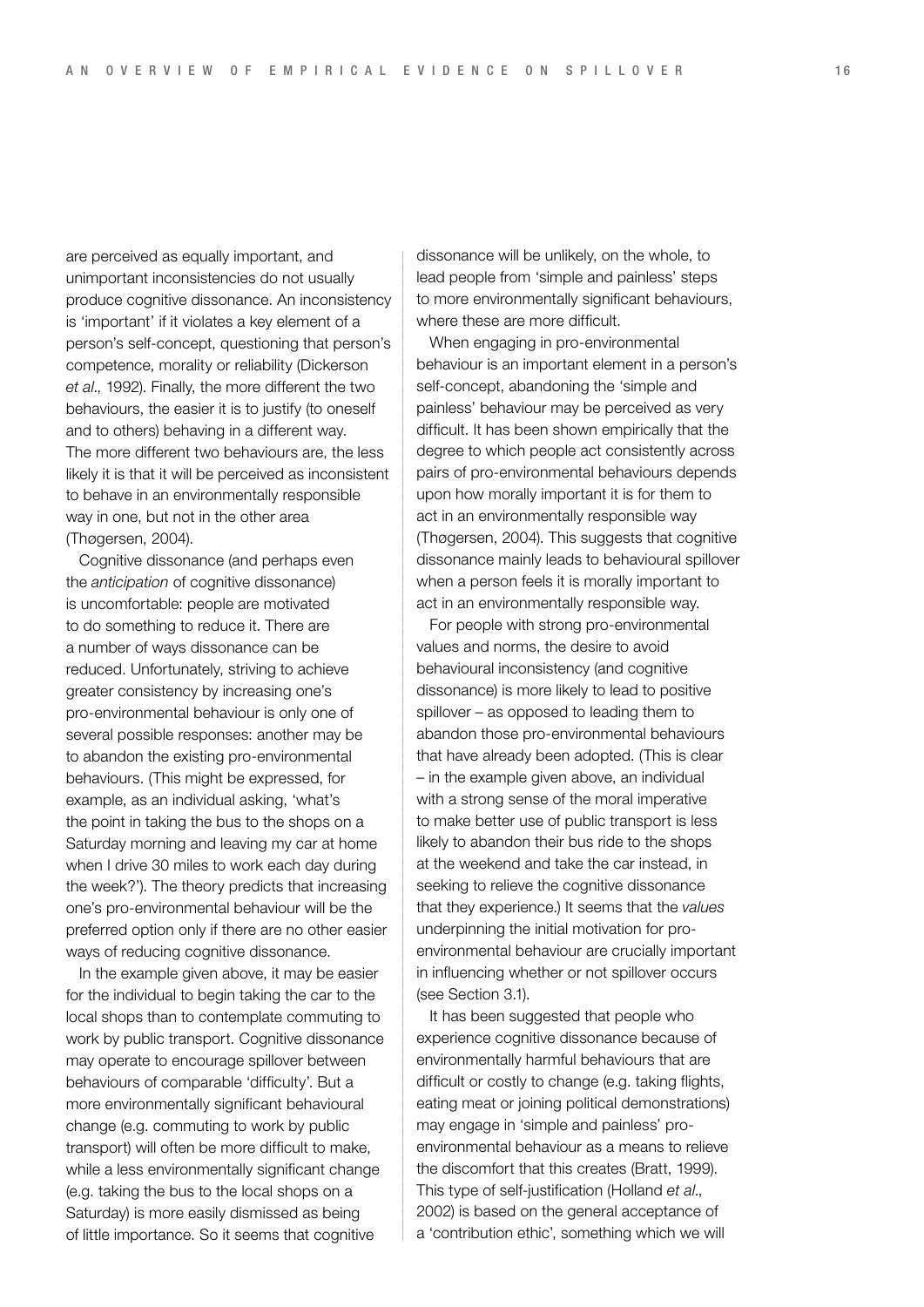are perceived as equally important, and unimportant inconsistencies do not usually produce cognitive dissonance. An inconsistency is 'important' if it violates a key element of a person's self-concept, questioning that person's competence, morality or reliability (Dickerson *et al*., 1992). Finally, the more different the two behaviours, the easier it is to justify (to oneself and to others) behaving in a different way. The more different two behaviours are, the less likely it is that it will be perceived as inconsistent to behave in an environmentally responsible way in one, but not in the other area (Thøgersen, 2004).

Cognitive dissonance (and perhaps even the *anticipation* of cognitive dissonance) is uncomfortable: people are motivated to do something to reduce it. There are a number of ways dissonance can be reduced. Unfortunately, striving to achieve greater consistency by increasing one's pro-environmental behaviour is only one of several possible responses: another may be to abandon the existing pro-environmental behaviours. (This might be expressed, for example, as an individual asking, 'what's the point in taking the bus to the shops on a Saturday morning and leaving my car at home when I drive 30 miles to work each day during the week?'). The theory predicts that increasing one's pro-environmental behaviour will be the preferred option only if there are no other easier ways of reducing cognitive dissonance.

In the example given above, it may be easier for the individual to begin taking the car to the local shops than to contemplate commuting to work by public transport. Cognitive dissonance may operate to encourage spillover between behaviours of comparable 'difficulty'. But a more environmentally significant behavioural change (e.g. commuting to work by public transport) will often be more difficult to make, while a less environmentally significant change (e.g. taking the bus to the local shops on a Saturday) is more easily dismissed as being of little importance. So it seems that cognitive dissonance will be unlikely, on the whole, to lead people from 'simple and painless' steps to more environmentally significant behaviours, where these are more difficult.

When engaging in pro-environmental behaviour is an important element in a person's self-concept, abandoning the 'simple and painless' behaviour may be perceived as very difficult. It has been shown empirically that the degree to which people act consistently across pairs of pro-environmental behaviours depends upon how morally important it is for them to act in an environmentally responsible way (Thøgersen, 2004). This suggests that cognitive dissonance mainly leads to behavioural spillover when a person feels it is morally important to act in an environmentally responsible way.

For people with strong pro-environmental values and norms, the desire to avoid behavioural inconsistency (and cognitive dissonance) is more likely to lead to positive spillover – as opposed to leading them to abandon those pro-environmental behaviours that have already been adopted. (This is clear – in the example given above, an individual with a strong sense of the moral imperative to make better use of public transport is less likely to abandon their bus ride to the shops at the weekend and take the car instead, in seeking to relieve the cognitive dissonance that they experience.) It seems that the *values* underpinning the initial motivation for pro-environmental behaviour are crucially important in influencing whether or not spillover occurs (see Section 3.1).

It has been suggested that people who experience cognitive dissonance because of environmentally harmful behaviours that are difficult or costly to change (e.g. taking flights, eating meat or joining political demonstrations) may engage in 'simple and painless' pro-environmental behaviour as a means to relieve the discomfort that this creates (Bratt, 1999). This type of self-justification (Holland *et al*., 2002) is based on the general acceptance of a 'contribution ethic', something which we will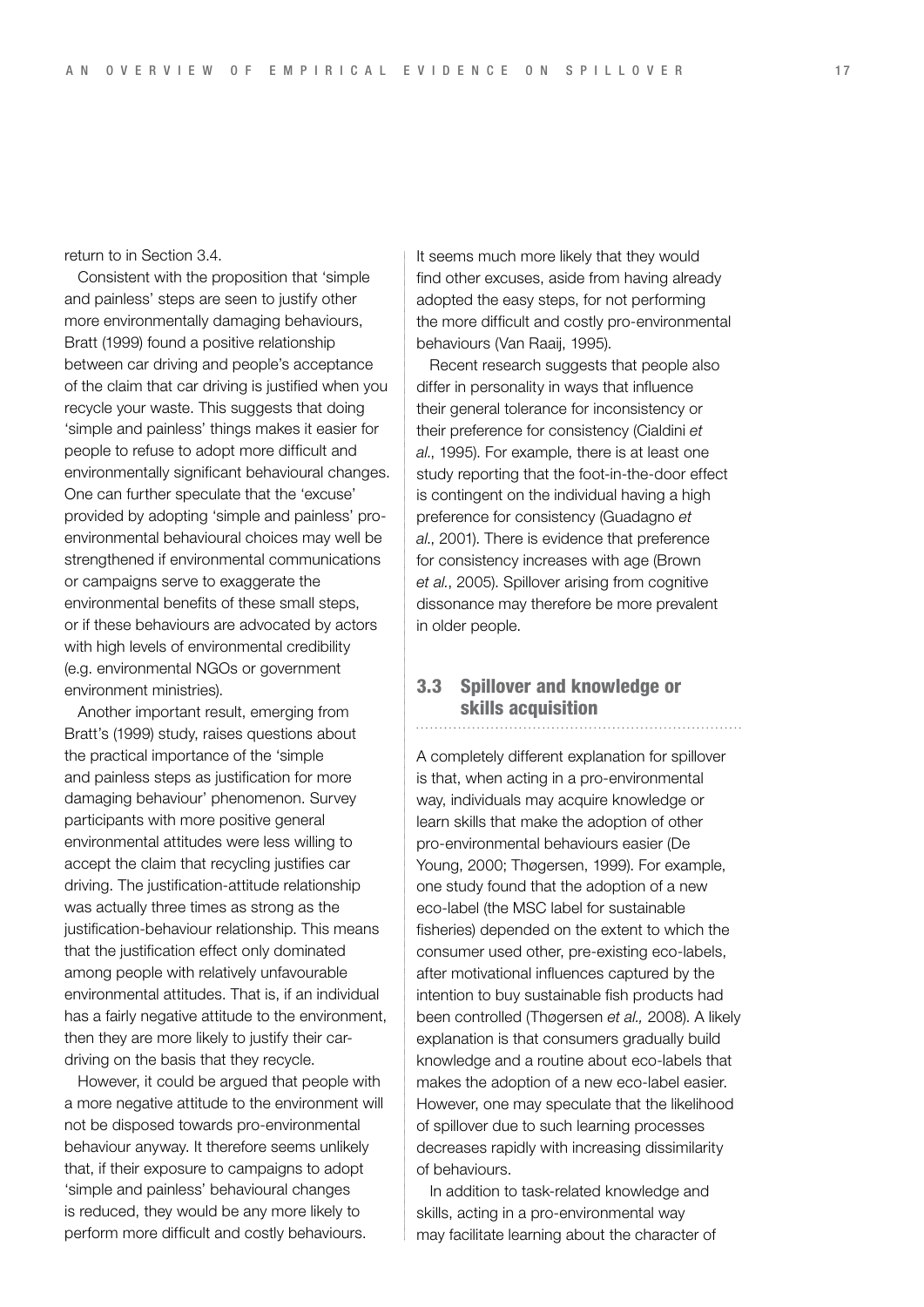return to in Section 3.4.

Consistent with the proposition that 'simple and painless' steps are seen to justify other more environmentally damaging behaviours, Bratt (1999) found a positive relationship between car driving and people's acceptance of the claim that car driving is justified when you recycle your waste. This suggests that doing 'simple and painless' things makes it easier for people to refuse to adopt more difficult and environmentally significant behavioural changes. One can further speculate that the 'excuse' provided by adopting 'simple and painless' pro-environmental behavioural choices may well be strengthened if environmental communications or campaigns serve to exaggerate the environmental benefits of these small steps, or if these behaviours are advocated by actors with high levels of environmental credibility (e.g. environmental NGOs or government environment ministries).

Another important result, emerging from Bratt's (1999) study, raises questions about the practical importance of the 'simple and painless steps as justification for more damaging behaviour' phenomenon. Survey participants with more positive general environmental attitudes were less willing to accept the claim that recycling justifies car driving. The justification-attitude relationship was actually three times as strong as the justification-behaviour relationship. This means that the justification effect only dominated among people with relatively unfavourable environmental attitudes. That is, if an individual has a fairly negative attitude to the environment, then they are more likely to justify their car-driving on the basis that they recycle.

However, it could be argued that people with a more negative attitude to the environment will not be disposed towards pro-environmental behaviour anyway. It therefore seems unlikely that, if their exposure to campaigns to adopt 'simple and painless' behavioural changes is reduced, they would be any more likely to perform more difficult and costly behaviours. It seems much more likely that they would find other excuses, aside from having already adopted the easy steps, for not performing the more difficult and costly pro-environmental behaviours (Van Raaij, 1995).

Recent research suggests that people also differ in personality in ways that influence their general tolerance for inconsistency or their preference for consistency (Cialdini *et al.*, 1995). For example, there is at least one study reporting that the foot-in-the-door effect is contingent on the individual having a high preference for consistency (Guadagno *et al.*, 2001). There is evidence that preference for consistency increases with age (Brown *et al.*, 2005). Spillover arising from cognitive dissonance may therefore be more prevalent in older people.

## 3.3 Spillover and knowledge or skills acquisition

A completely different explanation for spillover is that, when acting in a pro-environmental way, individuals may acquire knowledge or learn skills that make the adoption of other pro-environmental behaviours easier (De Young, 2000; Thøgersen, 1999). For example, one study found that the adoption of a new eco-label (the MSC label for sustainable fisheries) depended on the extent to which the consumer used other, pre-existing eco-labels, after motivational influences captured by the intention to buy sustainable fish products had been controlled (Thøgersen *et al.,* 2008). A likely explanation is that consumers gradually build knowledge and a routine about eco-labels that makes the adoption of a new eco-label easier. However, one may speculate that the likelihood of spillover due to such learning processes decreases rapidly with increasing dissimilarity of behaviours.

In addition to task-related knowledge and skills, acting in a pro-environmental way may facilitate learning about the character of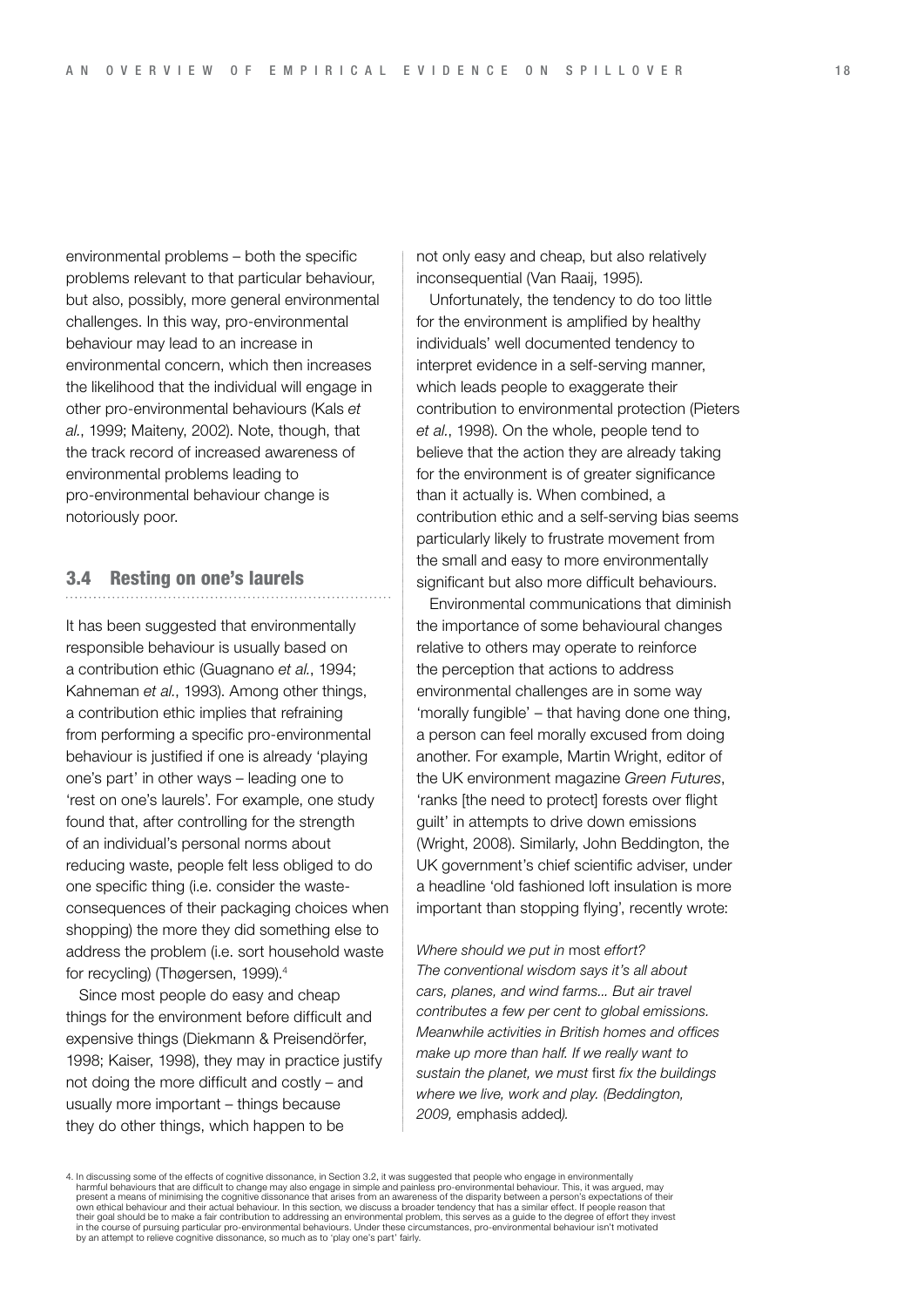environmental problems – both the specific problems relevant to that particular behaviour, but also, possibly, more general environmental challenges. In this way, pro-environmental behaviour may lead to an increase in environmental concern, which then increases the likelihood that the individual will engage in other pro-environmental behaviours (Kals *et al.*, 1999; Maiteny, 2002). Note, though, that the track record of increased awareness of environmental problems leading to pro-environmental behaviour change is notoriously poor.

## 3.4 Resting on one's laurels

It has been suggested that environmentally responsible behaviour is usually based on a contribution ethic (Guagnano *et al.*, 1994; Kahneman *et al.*, 1993). Among other things, a contribution ethic implies that refraining from performing a specific pro-environmental behaviour is justified if one is already 'playing one's part' in other ways – leading one to 'rest on one's laurels'. For example, one study found that, after controlling for the strength of an individual's personal norms about reducing waste, people felt less obliged to do one specific thing (i.e. consider the waste-consequences of their packaging choices when shopping) the more they did something else to address the problem (i.e. sort household waste for recycling) (Thøgersen, 1999).[4]

Since most people do easy and cheap things for the environment before difficult and expensive things (Diekmann & Preisendörfer, 1998; Kaiser, 1998), they may in practice justify not doing the more difficult and costly – and usually more important – things because they do other things, which happen to be not only easy and cheap, but also relatively inconsequential (Van Raaij, 1995).

Unfortunately, the tendency to do too little for the environment is amplified by healthy individuals' well documented tendency to interpret evidence in a self-serving manner, which leads people to exaggerate their contribution to environmental protection (Pieters *et al.*, 1998). On the whole, people tend to believe that the action they are already taking for the environment is of greater significance than it actually is. When combined, a contribution ethic and a self-serving bias seems particularly likely to frustrate movement from the small and easy to more environmentally significant but also more difficult behaviours.

Environmental communications that diminish the importance of some behavioural changes relative to others may operate to reinforce the perception that actions to address environmental challenges are in some way 'morally fungible' – that having done one thing, a person can feel morally excused from doing another. For example, Martin Wright, editor of the UK environment magazine *Green Futures*, 'ranks [the need to protect] forests over flight guilt' in attempts to drive down emissions (Wright, 2008). Similarly, John Beddington, the UK government's chief scientific adviser, under a headline 'old fashioned loft insulation is more important than stopping flying', recently wrote:

*Where should we put in* most *effort? The conventional wisdom says it's all about cars, planes, and wind farms... But air travel contributes a few per cent to global emissions. Meanwhile activities in British homes and offices make up more than half. If we really want to sustain the planet, we must* first *fix the buildings where we live, work and play. (Beddington, 2009,* emphasis added*).*

4. In discussing some of the effects of cognitive dissonance, in Section 3.2, it was suggested that people who engage in environmentally harmful behaviours that are difficult to change may also engage in simple and painless pro-environmental behaviour. This, it was argued, may present a means of minimising the cognitive dissonance that arises from an awareness of the disparity between a person's expectations of their own ethical behaviour and their actual behaviour. In this section, we discuss a broader tendency that has a similar effect. If people reason that their goal should be to make a fair contribution to addressing an environmental problem, this serves as a guide to the degree of effort they invest in the course of pursuing particular pro-environmental behaviours. Under these circumstances, pro-environmental behaviour isn't motivated by an attempt to relieve cognitive dissonance, so much as to 'play one's part' fairly.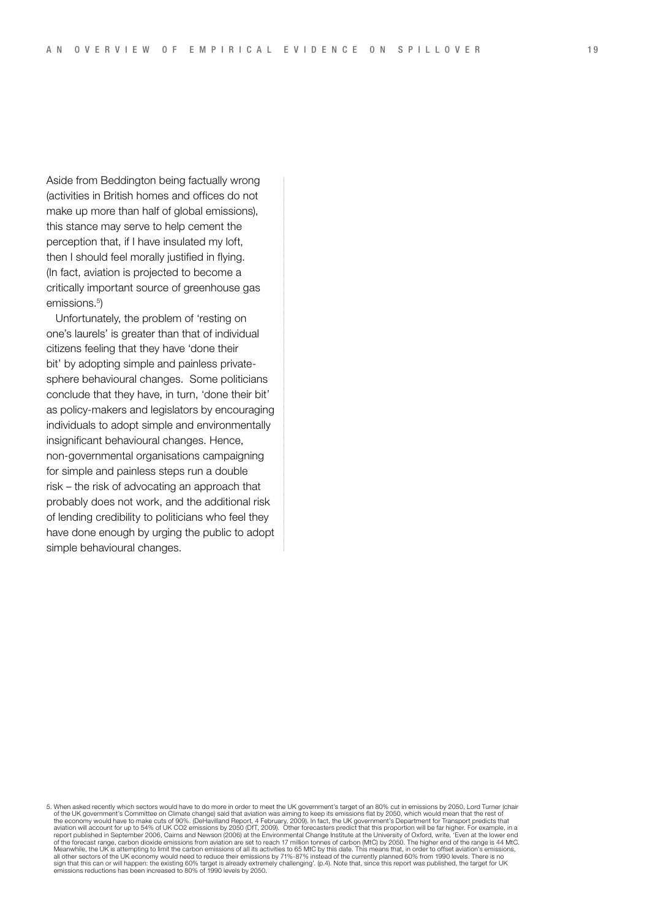Aside from Beddington being factually wrong (activities in British homes and offices do not make up more than half of global emissions), this stance may serve to help cement the perception that, if I have insulated my loft, then I should feel morally justified in flying. (In fact, aviation is projected to become a critically important source of greenhouse gas emissions.[5])

Unfortunately, the problem of 'resting on one's laurels' is greater than that of individual citizens feeling that they have 'done their bit' by adopting simple and painless private-sphere behavioural changes. Some politicians conclude that they have, in turn, 'done their bit' as policy-makers and legislators by encouraging individuals to adopt simple and environmentally insignificant behavioural changes. Hence, non-governmental organisations campaigning for simple and painless steps run a double risk – the risk of advocating an approach that probably does not work, and the additional risk of lending credibility to politicians who feel they have done enough by urging the public to adopt simple behavioural changes.

5. When asked recently which sectors would have to do more in order to meet the UK government's target of an 80% cut in emissions by 2050, Lord Turner (chair of the UK government's Committee on Climate change) said that aviation was aiming to keep its emissions flat by 2050, which would mean that the rest of the economy would have to make cuts of 90%. (DeHavilland Report, 4 February, 2009). In fact, the UK government's Department for Transport predicts that aviation will account for up to 54% of UK $CO_2$ emissions by 2050 (DfT, 2009). Other forecasters predict that this proportion will be far higher. For example, in a report published in September 2006, Cairns and Newson (2006) at the Environmental Change Institute at the University of Oxford, write, 'Even at the lower end of the forecast range, carbon dioxide emissions from aviation are set to reach 17 million tonnes of carbon (MtC) by 2050. The higher end of the range is 44 MtC. Meanwhile, the UK is attempting to limit the carbon emissions of all its activities to 65 MtC by this date. This means that, in order to offset aviation's emissions, all other sectors of the UK economy would need to reduce their emissions by 71%-87% instead of the currently planned 60% from 1990 levels. There is no sign that this can or will happen: the existing 60% target is already extremely challenging'. (p.4). Note that, since this report was published, the target for UK emissions reductions has been increased to 80% of 1990 levels by 2050.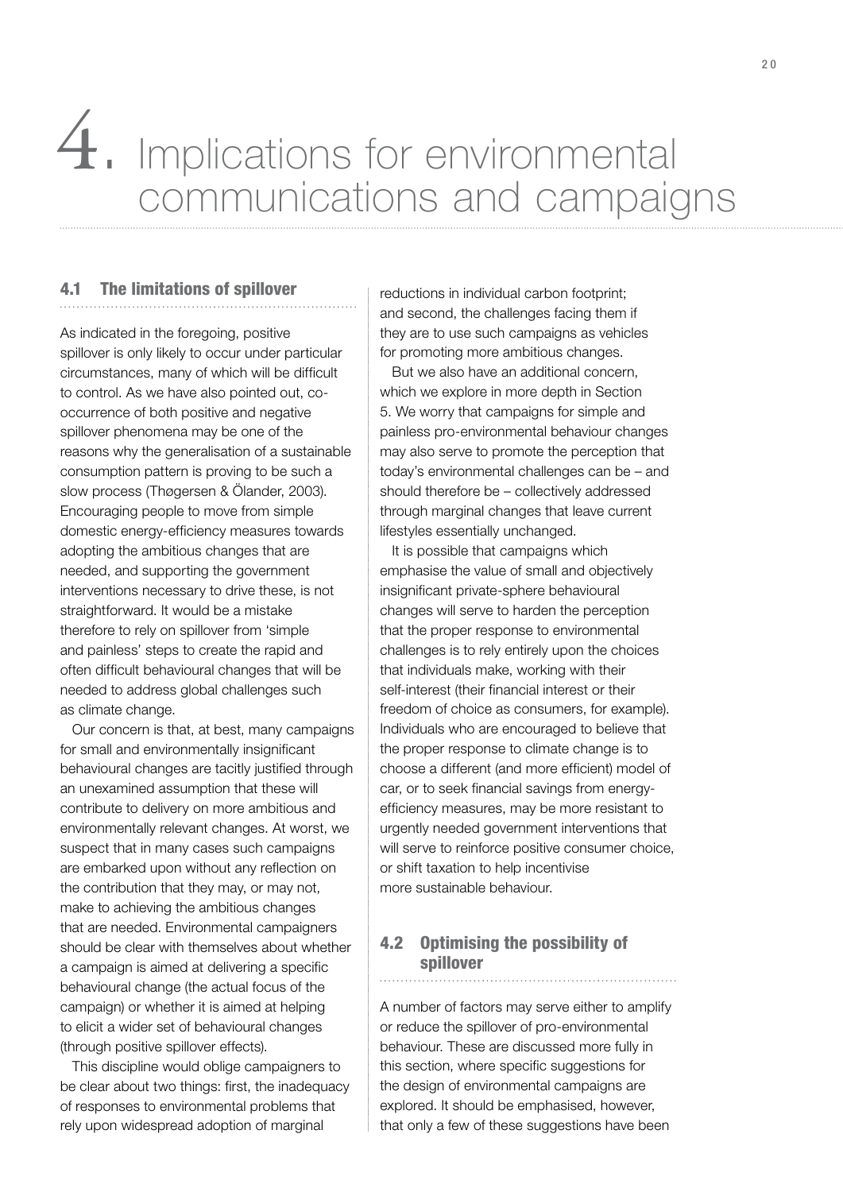# 4. Implications for environmental communications and campaigns

## 4.1 The limitations of spillover

As indicated in the foregoing, positive spillover is only likely to occur under particular circumstances, many of which will be difficult to control. As we have also pointed out, co-occurrence of both positive and negative spillover phenomena may be one of the reasons why the generalisation of a sustainable consumption pattern is proving to be such a slow process (Thøgersen & Ölander, 2003). Encouraging people to move from simple domestic energy-efficiency measures towards adopting the ambitious changes that are needed, and supporting the government interventions necessary to drive these, is not straightforward. It would be a mistake therefore to rely on spillover from 'simple and painless' steps to create the rapid and often difficult behavioural changes that will be needed to address global challenges such as climate change.

Our concern is that, at best, many campaigns for small and environmentally insignificant behavioural changes are tacitly justified through an unexamined assumption that these will contribute to delivery on more ambitious and environmentally relevant changes. At worst, we suspect that in many cases such campaigns are embarked upon without any reflection on the contribution that they may, or may not, make to achieving the ambitious changes that are needed. Environmental campaigners should be clear with themselves about whether a campaign is aimed at delivering a specific behavioural change (the actual focus of the campaign) or whether it is aimed at helping to elicit a wider set of behavioural changes (through positive spillover effects).

This discipline would oblige campaigners to be clear about two things: first, the inadequacy of responses to environmental problems that rely upon widespread adoption of marginal reductions in individual carbon footprint; and second, the challenges facing them if they are to use such campaigns as vehicles for promoting more ambitious changes.

But we also have an additional concern, which we explore in more depth in Section 5. We worry that campaigns for simple and painless pro-environmental behaviour changes may also serve to promote the perception that today's environmental challenges can be – and should therefore be – collectively addressed through marginal changes that leave current lifestyles essentially unchanged.

It is possible that campaigns which emphasise the value of small and objectively insignificant private-sphere behavioural changes will serve to harden the perception that the proper response to environmental challenges is to rely entirely upon the choices that individuals make, working with their self-interest (their financial interest or their freedom of choice as consumers, for example). Individuals who are encouraged to believe that the proper response to climate change is to choose a different (and more efficient) model of car, or to seek financial savings from energy-efficiency measures, may be more resistant to urgently needed government interventions that will serve to reinforce positive consumer choice, or shift taxation to help incentivise more sustainable behaviour.

## 4.2 Optimising the possibility of spillover

A number of factors may serve either to amplify or reduce the spillover of pro-environmental behaviour. These are discussed more fully in this section, where specific suggestions for the design of environmental campaigns are explored. It should be emphasised, however, that only a few of these suggestions have been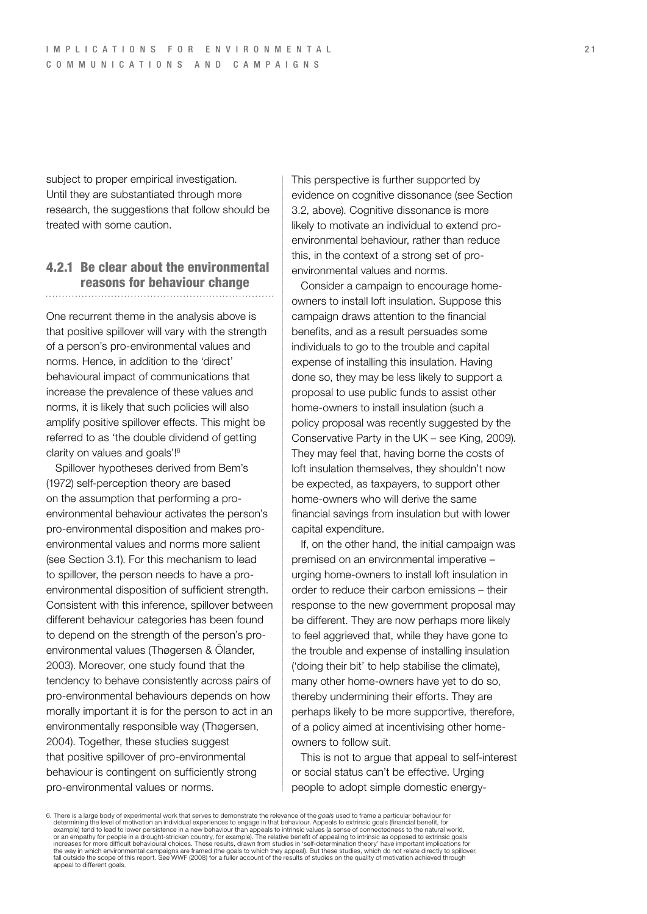subject to proper empirical investigation. Until they are substantiated through more research, the suggestions that follow should be treated with some caution.

### 4.2.1 Be clear about the environmental reasons for behaviour change

One recurrent theme in the analysis above is that positive spillover will vary with the strength of a person's pro-environmental values and norms. Hence, in addition to the 'direct' behavioural impact of communications that increase the prevalence of these values and norms, it is likely that such policies will also amplify positive spillover effects. This might be referred to as 'the double dividend of getting clarity on values and goals'![6]

Spillover hypotheses derived from Bem's (1972) self-perception theory are based on the assumption that performing a pro-environmental behaviour activates the person's pro-environmental disposition and makes pro-environmental values and norms more salient (see Section 3.1). For this mechanism to lead to spillover, the person needs to have a pro-environmental disposition of sufficient strength. Consistent with this inference, spillover between different behaviour categories has been found to depend on the strength of the person's pro-environmental values (Thøgersen & Ölander, 2003). Moreover, one study found that the tendency to behave consistently across pairs of pro-environmental behaviours depends on how morally important it is for the person to act in an environmentally responsible way (Thøgersen, 2004). Together, these studies suggest that positive spillover of pro-environmental behaviour is contingent on sufficiently strong pro-environmental values or norms.

This perspective is further supported by evidence on cognitive dissonance (see Section 3.2, above). Cognitive dissonance is more likely to motivate an individual to extend pro-environmental behaviour, rather than reduce this, in the context of a strong set of pro-environmental values and norms.

Consider a campaign to encourage home-owners to install loft insulation. Suppose this campaign draws attention to the financial benefits, and as a result persuades some individuals to go to the trouble and capital expense of installing this insulation. Having done so, they may be less likely to support a proposal to use public funds to assist other home-owners to install insulation (such a policy proposal was recently suggested by the Conservative Party in the UK – see King, 2009). They may feel that, having borne the costs of loft insulation themselves, they shouldn't now be expected, as taxpayers, to support other home-owners who will derive the same financial savings from insulation but with lower capital expenditure.

If, on the other hand, the initial campaign was premised on an environmental imperative – urging home-owners to install loft insulation in order to reduce their carbon emissions – their response to the new government proposal may be different. They are now perhaps more likely to feel aggrieved that, while they have gone to the trouble and expense of installing insulation ('doing their bit' to help stabilise the climate), many other home-owners have yet to do so, thereby undermining their efforts. They are perhaps likely to be more supportive, therefore, of a policy aimed at incentivising other home-owners to follow suit.

This is not to argue that appeal to self-interest or social status can't be effective. Urging people to adopt simple domestic energy-

6. There is a large body of experimental work that serves to demonstrate the relevance of the *goals* used to frame a particular behaviour for determining the level of motivation an individual experiences to engage in that behaviour. Appeals to extrinsic goals (financial benefit, for example) tend to lead to lower persistence in a new behaviour than appeals to intrinsic values (a sense of connectedness to the natural world, or an empathy for people in a drought-stricken country, for example). The relative benefit of appealing to intrinsic as opposed to extrinsic goals increases for more difficult behavioural choices. These results, drawn from studies in 'self-determination theory' have important implications for the way in which environmental campaigns are framed (the goals to which they appeal). But these studies, which do not relate directly to spillover, fall outside the scope of this report. See WWF (2008) for a fuller account of the results of studies on the quality of motivation achieved through appeal to different goals.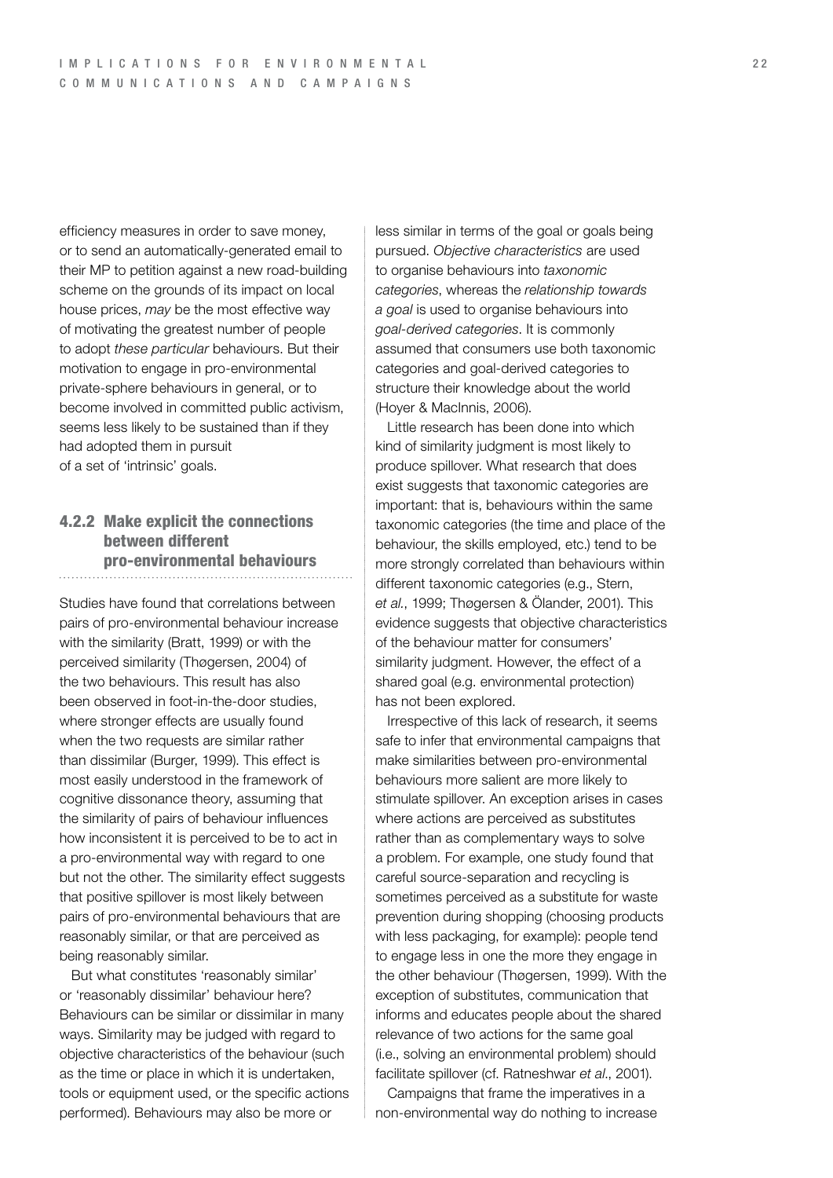efficiency measures in order to save money, or to send an automatically-generated email to their MP to petition against a new road-building scheme on the grounds of its impact on local house prices, *may* be the most effective way of motivating the greatest number of people to adopt *these particular* behaviours. But their motivation to engage in pro-environmental private-sphere behaviours in general, or to become involved in committed public activism, seems less likely to be sustained than if they had adopted them in pursuit of a set of 'intrinsic' goals.

### 4.2.2 Make explicit the connections between different pro-environmental behaviours

Studies have found that correlations between pairs of pro-environmental behaviour increase with the similarity (Bratt, 1999) or with the perceived similarity (Thøgersen, 2004) of the two behaviours. This result has also been observed in foot-in-the-door studies, where stronger effects are usually found when the two requests are similar rather than dissimilar (Burger, 1999). This effect is most easily understood in the framework of cognitive dissonance theory, assuming that the similarity of pairs of behaviour influences how inconsistent it is perceived to be to act in a pro-environmental way with regard to one but not the other. The similarity effect suggests that positive spillover is most likely between pairs of pro-environmental behaviours that are reasonably similar, or that are perceived as being reasonably similar.

But what constitutes 'reasonably similar' or 'reasonably dissimilar' behaviour here? Behaviours can be similar or dissimilar in many ways. Similarity may be judged with regard to objective characteristics of the behaviour (such as the time or place in which it is undertaken, tools or equipment used, or the specific actions performed). Behaviours may also be more or less similar in terms of the goal or goals being pursued. *Objective characteristics* are used to organise behaviours into *taxonomic categories*, whereas the *relationship towards a goal* is used to organise behaviours into *goal-derived categories*. It is commonly assumed that consumers use both taxonomic categories and goal-derived categories to structure their knowledge about the world (Hoyer & MacInnis, 2006).

Little research has been done into which kind of similarity judgment is most likely to produce spillover. What research that does exist suggests that taxonomic categories are important: that is, behaviours within the same taxonomic categories (the time and place of the behaviour, the skills employed, etc.) tend to be more strongly correlated than behaviours within different taxonomic categories (e.g., Stern, *et al.*, 1999; Thøgersen & Ölander, 2001). This evidence suggests that objective characteristics of the behaviour matter for consumers' similarity judgment. However, the effect of a shared goal (e.g. environmental protection) has not been explored.

Irrespective of this lack of research, it seems safe to infer that environmental campaigns that make similarities between pro-environmental behaviours more salient are more likely to stimulate spillover. An exception arises in cases where actions are perceived as substitutes rather than as complementary ways to solve a problem. For example, one study found that careful source-separation and recycling is sometimes perceived as a substitute for waste prevention during shopping (choosing products with less packaging, for example): people tend to engage less in one the more they engage in the other behaviour (Thøgersen, 1999). With the exception of substitutes, communication that informs and educates people about the shared relevance of two actions for the same goal (i.e., solving an environmental problem) should facilitate spillover (cf. Ratneshwar *et al.*, 2001).

Campaigns that frame the imperatives in a non-environmental way do nothing to increase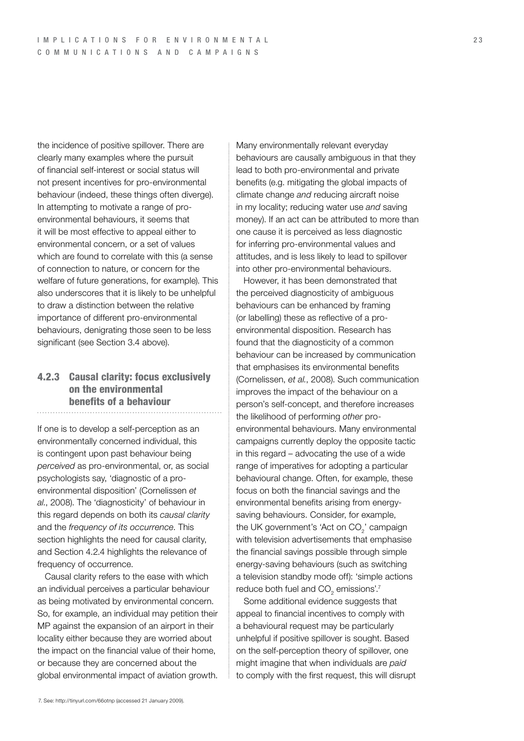the incidence of positive spillover. There are clearly many examples where the pursuit of financial self-interest or social status will not present incentives for pro-environmental behaviour (indeed, these things often diverge). In attempting to motivate a range of pro-environmental behaviours, it seems that it will be most effective to appeal either to environmental concern, or a set of values which are found to correlate with this (a sense of connection to nature, or concern for the welfare of future generations, for example). This also underscores that it is likely to be unhelpful to draw a distinction between the relative importance of different pro-environmental behaviours, denigrating those seen to be less significant (see Section 3.4 above).

### 4.2.3 Causal clarity: focus exclusively on the environmental benefits of a behaviour

If one is to develop a self-perception as an environmentally concerned individual, this is contingent upon past behaviour being *perceived* as pro-environmental, or, as social psychologists say, 'diagnostic of a pro-environmental disposition' (Cornelissen *et al.*, 2008). The 'diagnosticity' of behaviour in this regard depends on both its *causal clarity* and the *frequency of its occurrence*. This section highlights the need for causal clarity, and Section 4.2.4 highlights the relevance of frequency of occurrence.

Causal clarity refers to the ease with which an individual perceives a particular behaviour as being motivated by environmental concern. So, for example, an individual may petition their MP against the expansion of an airport in their locality either because they are worried about the impact on the financial value of their home, or because they are concerned about the global environmental impact of aviation growth.

Many environmentally relevant everyday behaviours are causally ambiguous in that they lead to both pro-environmental and private benefits (e.g. mitigating the global impacts of climate change *and* reducing aircraft noise in my locality; reducing water use *and* saving money). If an act can be attributed to more than one cause it is perceived as less diagnostic for inferring pro-environmental values and attitudes, and is less likely to lead to spillover into other pro-environmental behaviours.

However, it has been demonstrated that the perceived diagnosticity of ambiguous behaviours can be enhanced by framing (or labelling) these as reflective of a pro-environmental disposition. Research has found that the diagnosticity of a common behaviour can be increased by communication that emphasises its environmental benefits (Cornelissen, *et al.*, 2008). Such communication improves the impact of the behaviour on a person's self-concept, and therefore increases the likelihood of performing *other* pro-environmental behaviours. Many environmental campaigns currently deploy the opposite tactic in this regard – advocating the use of a wide range of imperatives for adopting a particular behavioural change. Often, for example, these focus on both the financial savings and the environmental benefits arising from energy-saving behaviours. Consider, for example, the UK government's 'Act on $CO_2$' campaign with television advertisements that emphasise the financial savings possible through simple energy-saving behaviours (such as switching a television standby mode off): 'simple actions reduce both fuel and $CO_2$ emissions'.[7]

Some additional evidence suggests that appeal to financial incentives to comply with a behavioural request may be particularly unhelpful if positive spillover is sought. Based on the self-perception theory of spillover, one might imagine that when individuals are *paid* to comply with the first request, this will disrupt

7. See: http://tinyurl.com/66otnp (accessed 21 January 2009).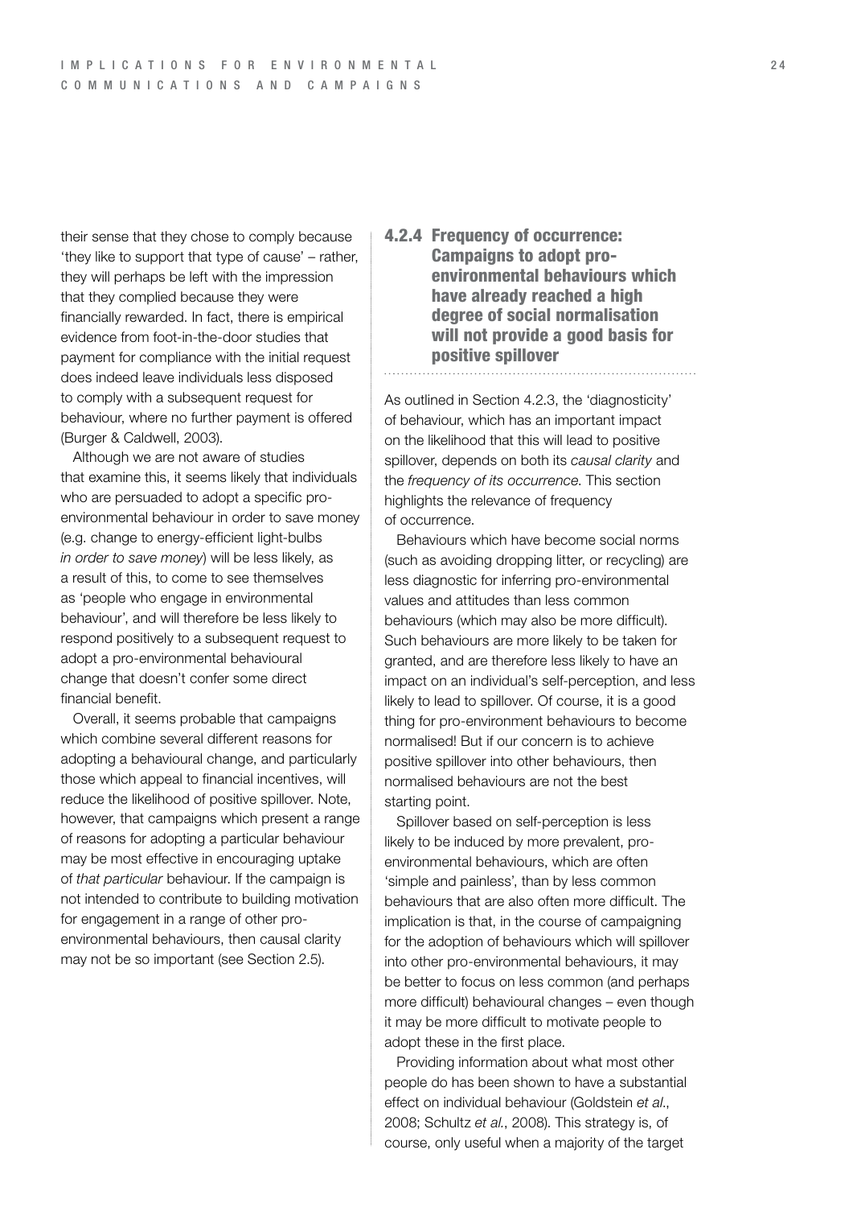their sense that they chose to comply because 'they like to support that type of cause' – rather, they will perhaps be left with the impression that they complied because they were financially rewarded. In fact, there is empirical evidence from foot-in-the-door studies that payment for compliance with the initial request does indeed leave individuals less disposed to comply with a subsequent request for behaviour, where no further payment is offered (Burger & Caldwell, 2003).

Although we are not aware of studies that examine this, it seems likely that individuals who are persuaded to adopt a specific pro-environmental behaviour in order to save money (e.g. change to energy-efficient light-bulbs *in order to save money*) will be less likely, as a result of this, to come to see themselves as 'people who engage in environmental behaviour', and will therefore be less likely to respond positively to a subsequent request to adopt a pro-environmental behavioural change that doesn't confer some direct financial benefit.

Overall, it seems probable that campaigns which combine several different reasons for adopting a behavioural change, and particularly those which appeal to financial incentives, will reduce the likelihood of positive spillover. Note, however, that campaigns which present a range of reasons for adopting a particular behaviour may be most effective in encouraging uptake of *that particular* behaviour. If the campaign is not intended to contribute to building motivation for engagement in a range of other pro-environmental behaviours, then causal clarity may not be so important (see Section 2.5).

### 4.2.4 Frequency of occurrence: Campaigns to adopt pro-environmental behaviours which have already reached a high degree of social normalisation will not provide a good basis for positive spillover

As outlined in Section 4.2.3, the 'diagnosticity' of behaviour, which has an important impact on the likelihood that this will lead to positive spillover, depends on both its *causal clarity* and the *frequency of its occurrence*. This section highlights the relevance of frequency of occurrence.

Behaviours which have become social norms (such as avoiding dropping litter, or recycling) are less diagnostic for inferring pro-environmental values and attitudes than less common behaviours (which may also be more difficult). Such behaviours are more likely to be taken for granted, and are therefore less likely to have an impact on an individual's self-perception, and less likely to lead to spillover. Of course, it is a good thing for pro-environment behaviours to become normalised! But if our concern is to achieve positive spillover into other behaviours, then normalised behaviours are not the best starting point.

Spillover based on self-perception is less likely to be induced by more prevalent, pro-environmental behaviours, which are often 'simple and painless', than by less common behaviours that are also often more difficult. The implication is that, in the course of campaigning for the adoption of behaviours which will spillover into other pro-environmental behaviours, it may be better to focus on less common (and perhaps more difficult) behavioural changes – even though it may be more difficult to motivate people to adopt these in the first place.

Providing information about what most other people do has been shown to have a substantial effect on individual behaviour (Goldstein *et al.*, 2008; Schultz *et al.*, 2008). This strategy is, of course, only useful when a majority of the target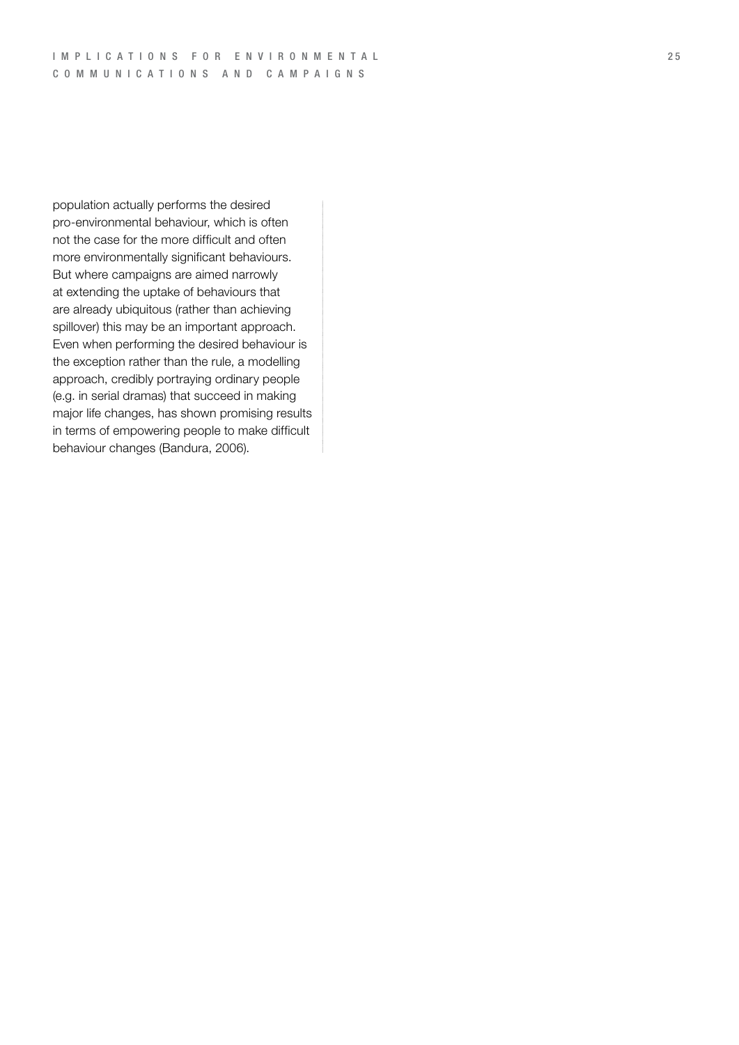population actually performs the desired pro-environmental behaviour, which is often not the case for the more difficult and often more environmentally significant behaviours. But where campaigns are aimed narrowly at extending the uptake of behaviours that are already ubiquitous (rather than achieving spillover) this may be an important approach. Even when performing the desired behaviour is the exception rather than the rule, a modelling approach, credibly portraying ordinary people (e.g. in serial dramas) that succeed in making major life changes, has shown promising results in terms of empowering people to make difficult behaviour changes (Bandura, 2006).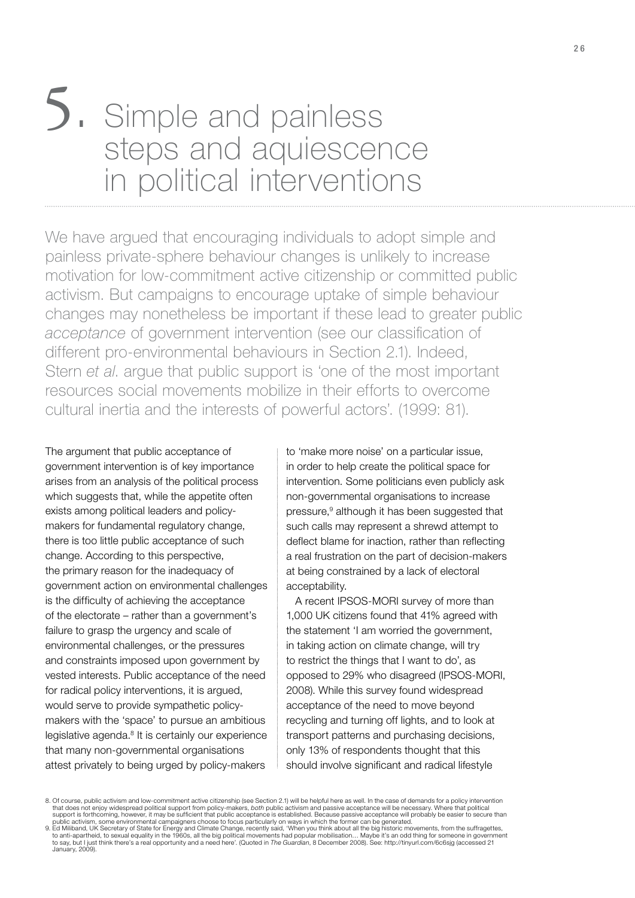// Page 26 (heading "5." uses a leading `#` so the number doesn't become a list marker)
# 5. Simple and painless steps and aquiescence in political interventions

We have argued that encouraging individuals to adopt simple and painless private-sphere behaviour changes is unlikely to increase motivation for low-commitment active citizenship or committed public activism. But campaigns to encourage uptake of simple behaviour changes may nonetheless be important if these lead to greater public *acceptance* of government intervention (see our classification of different pro-environmental behaviours in Section 2.1). Indeed, Stern *et al*. argue that public support is 'one of the most important resources social movements mobilize in their efforts to overcome cultural inertia and the interests of powerful actors'. (1999: 81).

The argument that public acceptance of government intervention is of key importance arises from an analysis of the political process which suggests that, while the appetite often exists among political leaders and policy-makers for fundamental regulatory change, there is too little public acceptance of such change. According to this perspective, the primary reason for the inadequacy of government action on environmental challenges is the difficulty of achieving the acceptance of the electorate – rather than a government's failure to grasp the urgency and scale of environmental challenges, or the pressures and constraints imposed upon government by vested interests. Public acceptance of the need for radical policy interventions, it is argued, would serve to provide sympathetic policy-makers with the 'space' to pursue an ambitious legislative agenda.[8] It is certainly our experience that many non-governmental organisations attest privately to being urged by policy-makers to 'make more noise' on a particular issue, in order to help create the political space for intervention. Some politicians even publicly ask non-governmental organisations to increase pressure,[9] although it has been suggested that such calls may represent a shrewd attempt to deflect blame for inaction, rather than reflecting a real frustration on the part of decision-makers at being constrained by a lack of electoral acceptability.

A recent IPSOS-MORI survey of more than 1,000 UK citizens found that 41% agreed with the statement 'I am worried the government, in taking action on climate change, will try to restrict the things that I want to do', as opposed to 29% who disagreed (IPSOS-MORI, 2008). While this survey found widespread acceptance of the need to move beyond recycling and turning off lights, and to look at transport patterns and purchasing decisions, only 13% of respondents thought that this should involve significant and radical lifestyle

8. Of course, public activism and low-commitment active citizenship (see Section 2.1) will be helpful here as well. In the case of demands for a policy intervention that does not enjoy widespread political support from policy-makers, *both* public activism and passive acceptance will be necessary. Where that political support is forthcoming, however, it may be sufficient that public acceptance is established. Because passive acceptance will probably be easier to secure than public activism, some environmental campaigners choose to focus particularly on ways in which the former can be generated.

9. Ed Miliband, UK Secretary of State for Energy and Climate Change, recently said, 'When you think about all the big historic movements, from the suffragettes, to anti-apartheid, to sexual equality in the 1960s, all the big political movements had popular mobilisation… Maybe it's an odd thing for someone in government to say, but I just think there's a real opportunity and a need here'. (Quoted in *The Guardian*, 8 December 2008). See: http://tinyurl.com/6c6sjg (accessed 21 January, 2009).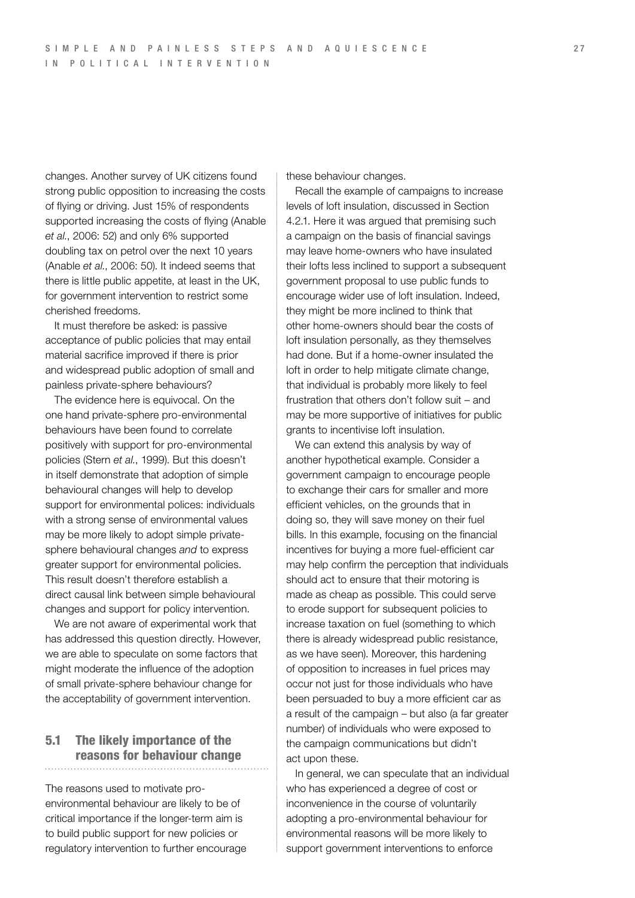changes. Another survey of UK citizens found strong public opposition to increasing the costs of flying or driving. Just 15% of respondents supported increasing the costs of flying (Anable *et al.*, 2006: 52) and only 6% supported doubling tax on petrol over the next 10 years (Anable *et al.*, 2006: 50). It indeed seems that there is little public appetite, at least in the UK, for government intervention to restrict some cherished freedoms.

It must therefore be asked: is passive acceptance of public policies that may entail material sacrifice improved if there is prior and widespread public adoption of small and painless private-sphere behaviours?

The evidence here is equivocal. On the one hand private-sphere pro-environmental behaviours have been found to correlate positively with support for pro-environmental policies (Stern *et al.*, 1999). But this doesn't in itself demonstrate that adoption of simple behavioural changes will help to develop support for environmental polices: individuals with a strong sense of environmental values may be more likely to adopt simple private-sphere behavioural changes *and* to express greater support for environmental policies. This result doesn't therefore establish a direct causal link between simple behavioural changes and support for policy intervention.

We are not aware of experimental work that has addressed this question directly. However, we are able to speculate on some factors that might moderate the influence of the adoption of small private-sphere behaviour change for the acceptability of government intervention.

## 5.1 The likely importance of the reasons for behaviour change

The reasons used to motivate pro-environmental behaviour are likely to be of critical importance if the longer-term aim is to build public support for new policies or regulatory intervention to further encourage these behaviour changes.

Recall the example of campaigns to increase levels of loft insulation, discussed in Section 4.2.1. Here it was argued that premising such a campaign on the basis of financial savings may leave home-owners who have insulated their lofts less inclined to support a subsequent government proposal to use public funds to encourage wider use of loft insulation. Indeed, they might be more inclined to think that other home-owners should bear the costs of loft insulation personally, as they themselves had done. But if a home-owner insulated the loft in order to help mitigate climate change, that individual is probably more likely to feel frustration that others don't follow suit – and may be more supportive of initiatives for public grants to incentivise loft insulation.

We can extend this analysis by way of another hypothetical example. Consider a government campaign to encourage people to exchange their cars for smaller and more efficient vehicles, on the grounds that in doing so, they will save money on their fuel bills. In this example, focusing on the financial incentives for buying a more fuel-efficient car may help confirm the perception that individuals should act to ensure that their motoring is made as cheap as possible. This could serve to erode support for subsequent policies to increase taxation on fuel (something to which there is already widespread public resistance, as we have seen). Moreover, this hardening of opposition to increases in fuel prices may occur not just for those individuals who have been persuaded to buy a more efficient car as a result of the campaign – but also (a far greater number) of individuals who were exposed to the campaign communications but didn't act upon these.

In general, we can speculate that an individual who has experienced a degree of cost or inconvenience in the course of voluntarily adopting a pro-environmental behaviour for environmental reasons will be more likely to support government interventions to enforce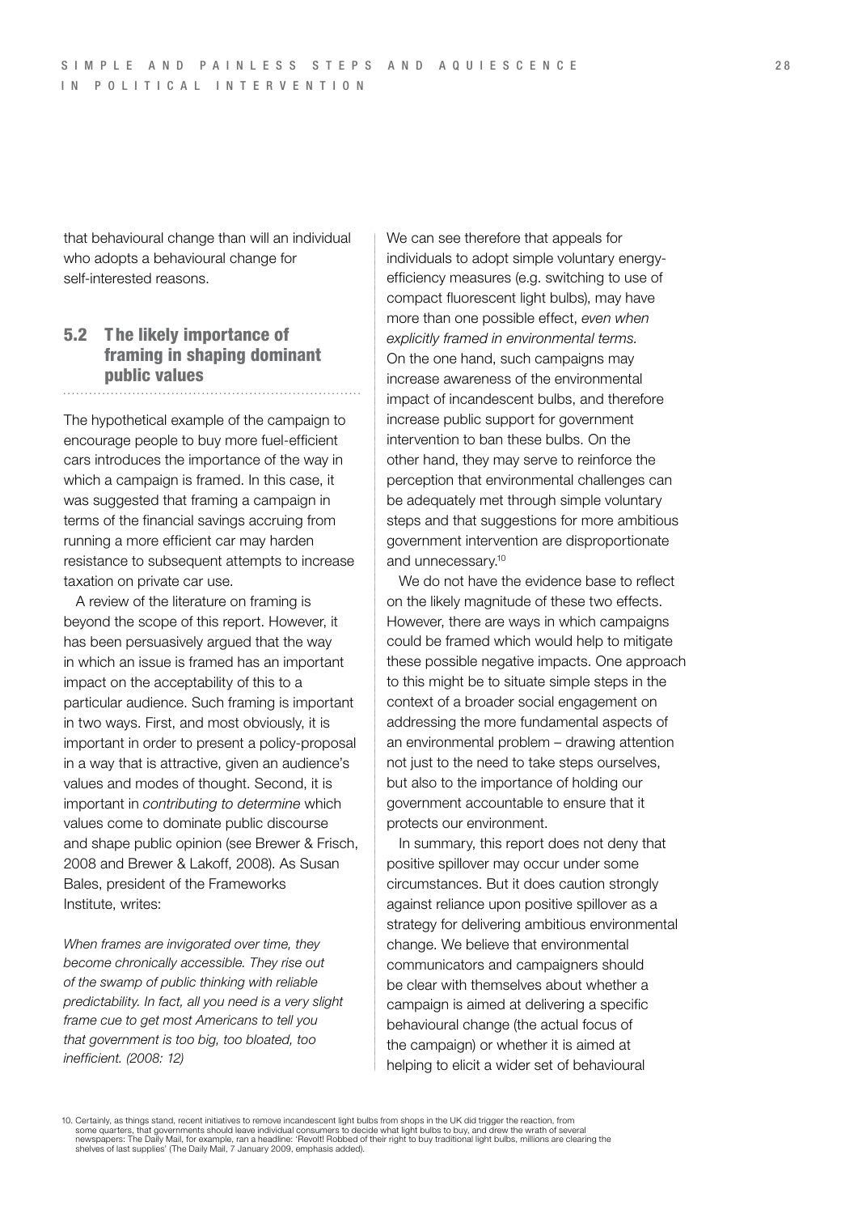that behavioural change than will an individual who adopts a behavioural change for self-interested reasons.

## 5.2 The likely importance of framing in shaping dominant public values

The hypothetical example of the campaign to encourage people to buy more fuel-efficient cars introduces the importance of the way in which a campaign is framed. In this case, it was suggested that framing a campaign in terms of the financial savings accruing from running a more efficient car may harden resistance to subsequent attempts to increase taxation on private car use.

A review of the literature on framing is beyond the scope of this report. However, it has been persuasively argued that the way in which an issue is framed has an important impact on the acceptability of this to a particular audience. Such framing is important in two ways. First, and most obviously, it is important in order to present a policy-proposal in a way that is attractive, given an audience's values and modes of thought. Second, it is important in *contributing to determine* which values come to dominate public discourse and shape public opinion (see Brewer & Frisch, 2008 and Brewer & Lakoff, 2008). As Susan Bales, president of the Frameworks Institute, writes:

*When frames are invigorated over time, they become chronically accessible. They rise out of the swamp of public thinking with reliable predictability. In fact, all you need is a very slight frame cue to get most Americans to tell you that government is too big, too bloated, too inefficient. (2008: 12)*

We can see therefore that appeals for individuals to adopt simple voluntary energy-efficiency measures (e.g. switching to use of compact fluorescent light bulbs), may have more than one possible effect, *even when explicitly framed in environmental terms.* On the one hand, such campaigns may increase awareness of the environmental impact of incandescent bulbs, and therefore increase public support for government intervention to ban these bulbs. On the other hand, they may serve to reinforce the perception that environmental challenges can be adequately met through simple voluntary steps and that suggestions for more ambitious government intervention are disproportionate and unnecessary.[10]

We do not have the evidence base to reflect on the likely magnitude of these two effects. However, there are ways in which campaigns could be framed which would help to mitigate these possible negative impacts. One approach to this might be to situate simple steps in the context of a broader social engagement on addressing the more fundamental aspects of an environmental problem – drawing attention not just to the need to take steps ourselves, but also to the importance of holding our government accountable to ensure that it protects our environment.

In summary, this report does not deny that positive spillover may occur under some circumstances. But it does caution strongly against reliance upon positive spillover as a strategy for delivering ambitious environmental change. We believe that environmental communicators and campaigners should be clear with themselves about whether a campaign is aimed at delivering a specific behavioural change (the actual focus of the campaign) or whether it is aimed at helping to elicit a wider set of behavioural

10. Certainly, as things stand, recent initiatives to remove incandescent light bulbs from shops in the UK did trigger the reaction, from some quarters, that governments should leave individual consumers to decide what light bulbs to buy, and drew the wrath of several newspapers: The Daily Mail, for example, ran a headline: 'Revolt! Robbed of their right to buy traditional light bulbs, millions are clearing the shelves of last supplies' (The Daily Mail, 7 January 2009, emphasis added).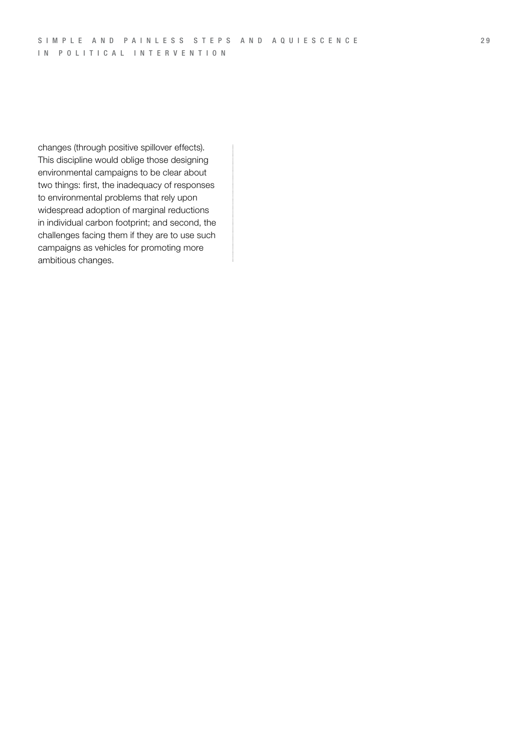changes (through positive spillover effects). This discipline would oblige those designing environmental campaigns to be clear about two things: first, the inadequacy of responses to environmental problems that rely upon widespread adoption of marginal reductions in individual carbon footprint; and second, the challenges facing them if they are to use such campaigns as vehicles for promoting more ambitious changes.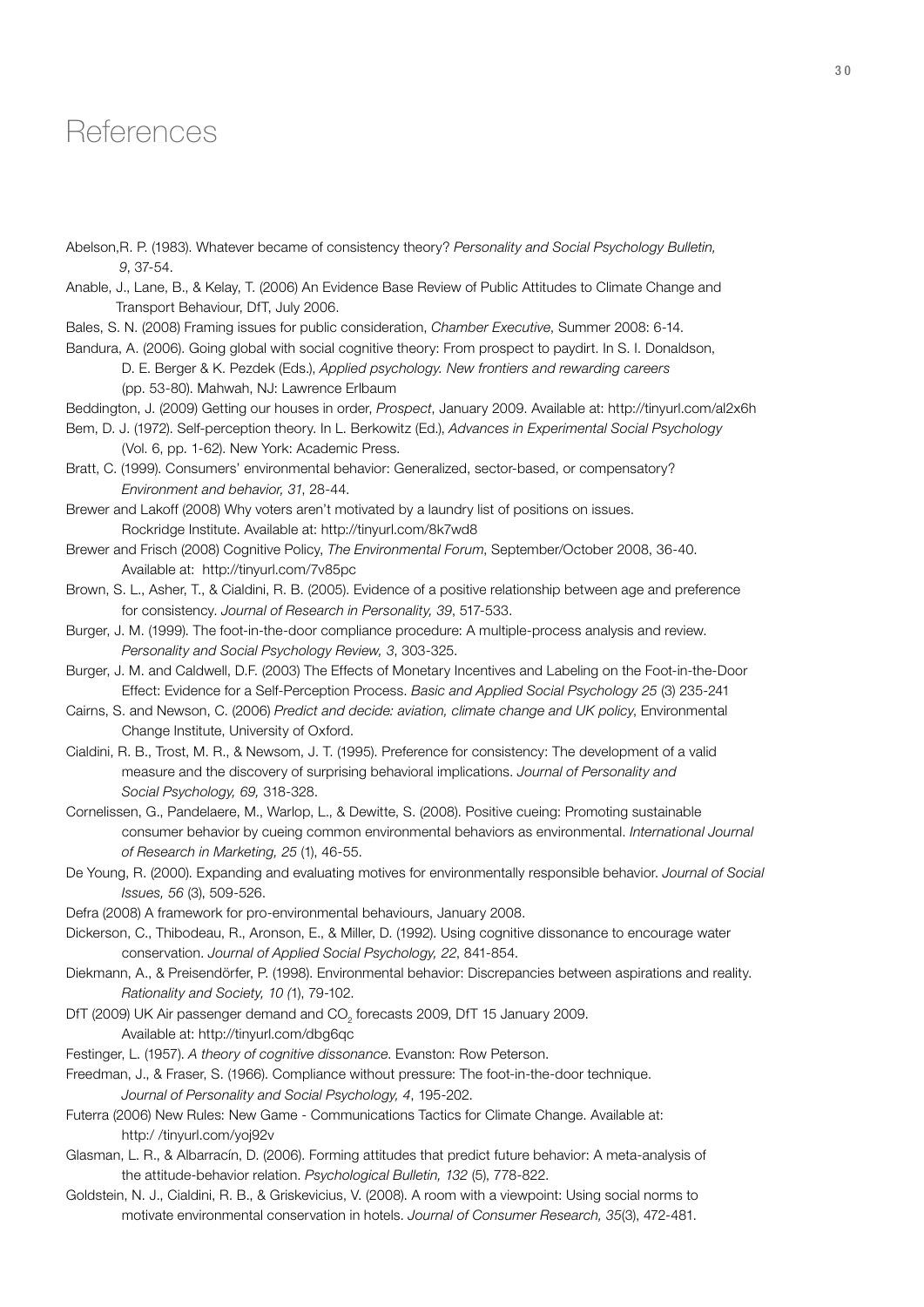# References

Abelson,R. P. (1983). Whatever became of consistency theory? *Personality and Social Psychology Bulletin, 9*, 37-54.

Anable, J., Lane, B., & Kelay, T. (2006) An Evidence Base Review of Public Attitudes to Climate Change and Transport Behaviour, DfT, July 2006.

Bales, S. N. (2008) Framing issues for public consideration, *Chamber Executive*, Summer 2008: 6-14.

Bandura, A. (2006). Going global with social cognitive theory: From prospect to paydirt. In S. I. Donaldson, D. E. Berger & K. Pezdek (Eds.), *Applied psychology. New frontiers and rewarding careers* (pp. 53-80). Mahwah, NJ: Lawrence Erlbaum

Beddington, J. (2009) Getting our houses in order, *Prospect*, January 2009. Available at: http://tinyurl.com/al2x6h

Bem, D. J. (1972). Self-perception theory. In L. Berkowitz (Ed.), *Advances in Experimental Social Psychology* (Vol. 6, pp. 1-62). New York: Academic Press.

Bratt, C. (1999). Consumers' environmental behavior: Generalized, sector-based, or compensatory? *Environment and behavior, 31*, 28-44.

Brewer and Lakoff (2008) Why voters aren't motivated by a laundry list of positions on issues. Rockridge Institute. Available at: http://tinyurl.com/8k7wd8

Brewer and Frisch (2008) Cognitive Policy, *The Environmental Forum*, September/October 2008, 36-40. Available at: http://tinyurl.com/7v85pc

Brown, S. L., Asher, T., & Cialdini, R. B. (2005). Evidence of a positive relationship between age and preference for consistency. *Journal of Research in Personality, 39*, 517-533.

Burger, J. M. (1999). The foot-in-the-door compliance procedure: A multiple-process analysis and review. *Personality and Social Psychology Review, 3*, 303-325.

Burger, J. M. and Caldwell, D.F. (2003) The Effects of Monetary Incentives and Labeling on the Foot-in-the-Door Effect: Evidence for a Self-Perception Process. *Basic and Applied Social Psychology 25* (3) 235-241

Cairns, S. and Newson, C. (2006) *Predict and decide: aviation, climate change and UK policy*, Environmental Change Institute, University of Oxford.

Cialdini, R. B., Trost, M. R., & Newsom, J. T. (1995). Preference for consistency: The development of a valid measure and the discovery of surprising behavioral implications. *Journal of Personality and Social Psychology, 69,* 318-328.

Cornelissen, G., Pandelaere, M., Warlop, L., & Dewitte, S. (2008). Positive cueing: Promoting sustainable consumer behavior by cueing common environmental behaviors as environmental. *International Journal of Research in Marketing, 25* (1), 46-55.

De Young, R. (2000). Expanding and evaluating motives for environmentally responsible behavior. *Journal of Social Issues, 56* (3), 509-526.

Defra (2008) A framework for pro-environmental behaviours, January 2008.

Dickerson, C., Thibodeau, R., Aronson, E., & Miller, D. (1992). Using cognitive dissonance to encourage water conservation. *Journal of Applied Social Psychology, 22*, 841-854.

Diekmann, A., & Preisendörfer, P. (1998). Environmental behavior: Discrepancies between aspirations and reality. *Rationality and Society, 10 (*1), 79-102.

DfT (2009) UK Air passenger demand and $CO_2$ forecasts 2009, DfT 15 January 2009. Available at: http://tinyurl.com/dbg6qc

Festinger, L. (1957). *A theory of cognitive dissonance*. Evanston: Row Peterson.

Freedman, J., & Fraser, S. (1966). Compliance without pressure: The foot-in-the-door technique. *Journal of Personality and Social Psychology, 4*, 195-202.

Futerra (2006) New Rules: New Game - Communications Tactics for Climate Change. Available at: http:/ /tinyurl.com/yoj92v

Glasman, L. R., & Albarracín, D. (2006). Forming attitudes that predict future behavior: A meta-analysis of the attitude-behavior relation. *Psychological Bulletin, 132* (5), 778-822.

Goldstein, N. J., Cialdini, R. B., & Griskevicius, V. (2008). A room with a viewpoint: Using social norms to motivate environmental conservation in hotels. *Journal of Consumer Research, 35*(3), 472-481.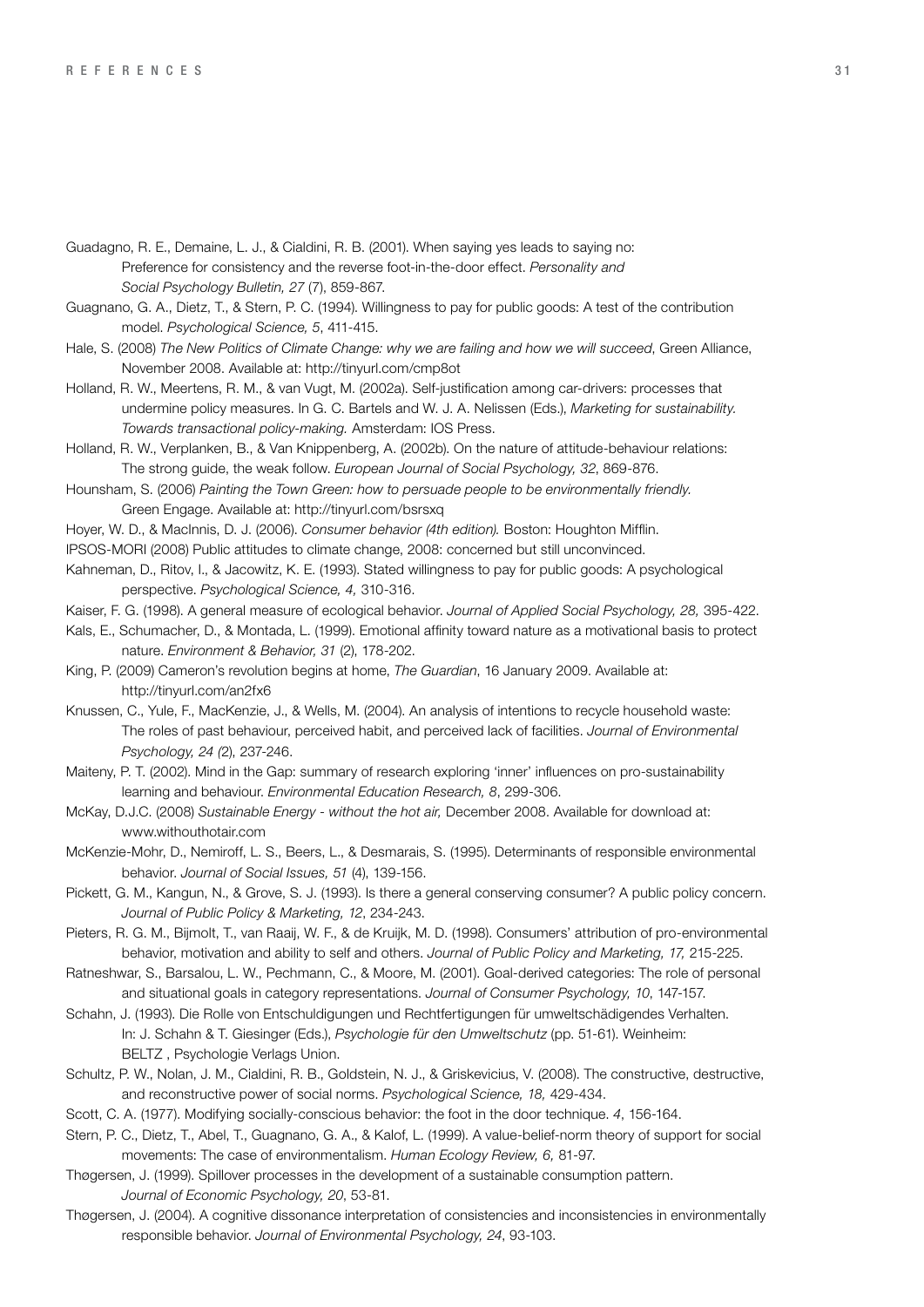Guadagno, R. E., Demaine, L. J., & Cialdini, R. B. (2001). When saying yes leads to saying no: Preference for consistency and the reverse foot-in-the-door effect. *Personality and Social Psychology Bulletin, 27* (7), 859-867.

Guagnano, G. A., Dietz, T., & Stern, P. C. (1994). Willingness to pay for public goods: A test of the contribution model. *Psychological Science, 5*, 411-415.

Hale, S. (2008) *The New Politics of Climate Change: why we are failing and how we will succeed*, Green Alliance, November 2008. Available at: http://tinyurl.com/cmp8ot

Holland, R. W., Meertens, R. M., & van Vugt, M. (2002a). Self-justification among car-drivers: processes that undermine policy measures. In G. C. Bartels and W. J. A. Nelissen (Eds.), *Marketing for sustainability. Towards transactional policy-making.* Amsterdam: IOS Press.

Holland, R. W., Verplanken, B., & Van Knippenberg, A. (2002b). On the nature of attitude-behaviour relations: The strong guide, the weak follow. *European Journal of Social Psychology, 32*, 869-876.

Hounsham, S. (2006) *Painting the Town Green: how to persuade people to be environmentally friendly.* Green Engage. Available at: http://tinyurl.com/bsrsxq

Hoyer, W. D., & MacInnis, D. J. (2006). *Consumer behavior (4th edition).* Boston: Houghton Mifflin.

IPSOS-MORI (2008) Public attitudes to climate change, 2008: concerned but still unconvinced.

Kahneman, D., Ritov, I., & Jacowitz, K. E. (1993). Stated willingness to pay for public goods: A psychological perspective. *Psychological Science, 4,* 310-316.

Kaiser, F. G. (1998). A general measure of ecological behavior. *Journal of Applied Social Psychology, 28,* 395-422.

Kals, E., Schumacher, D., & Montada, L. (1999). Emotional affinity toward nature as a motivational basis to protect nature. *Environment & Behavior, 31* (2), 178-202.

King, P. (2009) Cameron's revolution begins at home, *The Guardian*, 16 January 2009. Available at: http://tinyurl.com/an2fx6

Knussen, C., Yule, F., MacKenzie, J., & Wells, M. (2004). An analysis of intentions to recycle household waste: The roles of past behaviour, perceived habit, and perceived lack of facilities. *Journal of Environmental Psychology, 24 (2*), 237-246.

Maiteny, P. T. (2002). Mind in the Gap: summary of research exploring 'inner' influences on pro-sustainability learning and behaviour. *Environmental Education Research, 8*, 299-306.

McKay, D.J.C. (2008) *Sustainable Energy - without the hot air,* December 2008. Available for download at: www.withouthotair.com

McKenzie-Mohr, D., Nemiroff, L. S., Beers, L., & Desmarais, S. (1995). Determinants of responsible environmental behavior. *Journal of Social Issues, 51* (4), 139-156.

Pickett, G. M., Kangun, N., & Grove, S. J. (1993). Is there a general conserving consumer? A public policy concern. *Journal of Public Policy & Marketing, 12*, 234-243.

Pieters, R. G. M., Bijmolt, T., van Raaij, W. F., & de Kruijk, M. D. (1998). Consumers' attribution of pro-environmental behavior, motivation and ability to self and others. *Journal of Public Policy and Marketing, 17,* 215-225.

Ratneshwar, S., Barsalou, L. W., Pechmann, C., & Moore, M. (2001). Goal-derived categories: The role of personal and situational goals in category representations. *Journal of Consumer Psychology, 10*, 147-157.

Schahn, J. (1993). Die Rolle von Entschuldigungen und Rechtfertigungen für umweltschädigendes Verhalten. In: J. Schahn & T. Giesinger (Eds.), *Psychologie für den Umweltschutz* (pp. 51-61). Weinheim: BELTZ , Psychologie Verlags Union.

Schultz, P. W., Nolan, J. M., Cialdini, R. B., Goldstein, N. J., & Griskevicius, V. (2008). The constructive, destructive, and reconstructive power of social norms. *Psychological Science, 18,* 429-434.

Scott, C. A. (1977). Modifying socially-conscious behavior: the foot in the door technique. *4*, 156-164.

Stern, P. C., Dietz, T., Abel, T., Guagnano, G. A., & Kalof, L. (1999). A value-belief-norm theory of support for social movements: The case of environmentalism. *Human Ecology Review, 6,* 81-97.

Thøgersen, J. (1999). Spillover processes in the development of a sustainable consumption pattern. *Journal of Economic Psychology, 20*, 53-81.

Thøgersen, J. (2004). A cognitive dissonance interpretation of consistencies and inconsistencies in environmentally responsible behavior. *Journal of Environmental Psychology, 24*, 93-103.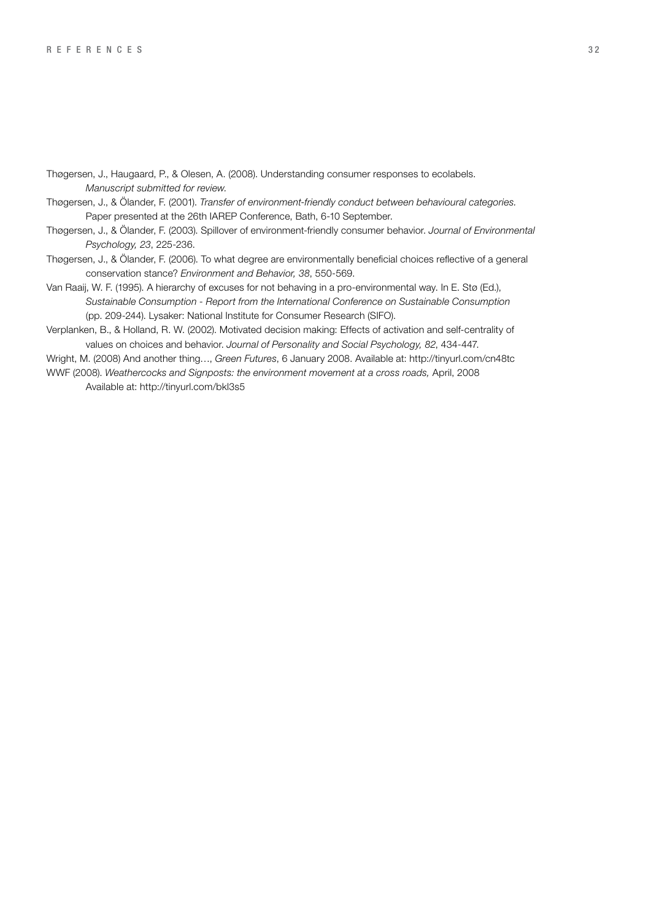Thøgersen, J., Haugaard, P., & Olesen, A. (2008). Understanding consumer responses to ecolabels. *Manuscript submitted for review.*

Thøgersen, J., & Ölander, F. (2001). *Transfer of environment-friendly conduct between behavioural categories.* Paper presented at the 26th IAREP Conference, Bath, 6-10 September.

Thøgersen, J., & Ölander, F. (2003). Spillover of environment-friendly consumer behavior. *Journal of Environmental Psychology, 23*, 225-236.

Thøgersen, J., & Ölander, F. (2006). To what degree are environmentally beneficial choices reflective of a general conservation stance? *Environment and Behavior, 38*, 550-569.

Van Raaij, W. F. (1995). A hierarchy of excuses for not behaving in a pro-environmental way. In E. Stø (Ed.), *Sustainable Consumption - Report from the International Conference on Sustainable Consumption* (pp. 209-244). Lysaker: National Institute for Consumer Research (SIFO).

Verplanken, B., & Holland, R. W. (2002). Motivated decision making: Effects of activation and self-centrality of values on choices and behavior. *Journal of Personality and Social Psychology, 82*, 434-447.

Wright, M. (2008) And another thing…, *Green Futures*, 6 January 2008. Available at: http://tinyurl.com/cn48tc

WWF (2008). *Weathercocks and Signposts: the environment movement at a cross roads,* April, 2008 Available at: http://tinyurl.com/bkl3s5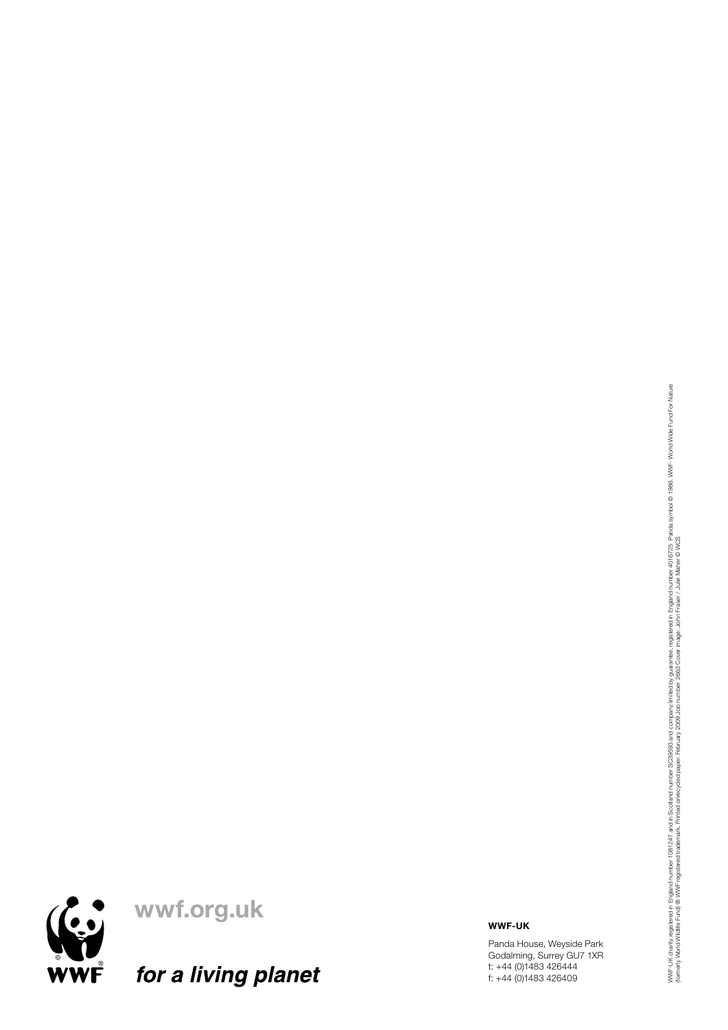wwf.org.uk

*for a living planet*

**WWF-UK**

Panda House, Weyside Park
Godalming, Surrey GU7 1XR
t: +44 (0)1483 426444
f: +44 (0)1483 426409

WWF-UK charity registered in England number 1081247 and in Scotland number SC39593 and company limited by guarantee, registered in England number 4016725. Panda symbol © 1986, WWF– World Wide Fund For Nature (formerly World Wildlife Fund) ® WWF registered trademark. Printed onrecycled paper. February 2009 Job number 2663 Cover image: John Fraser / Julie Maher © WCS